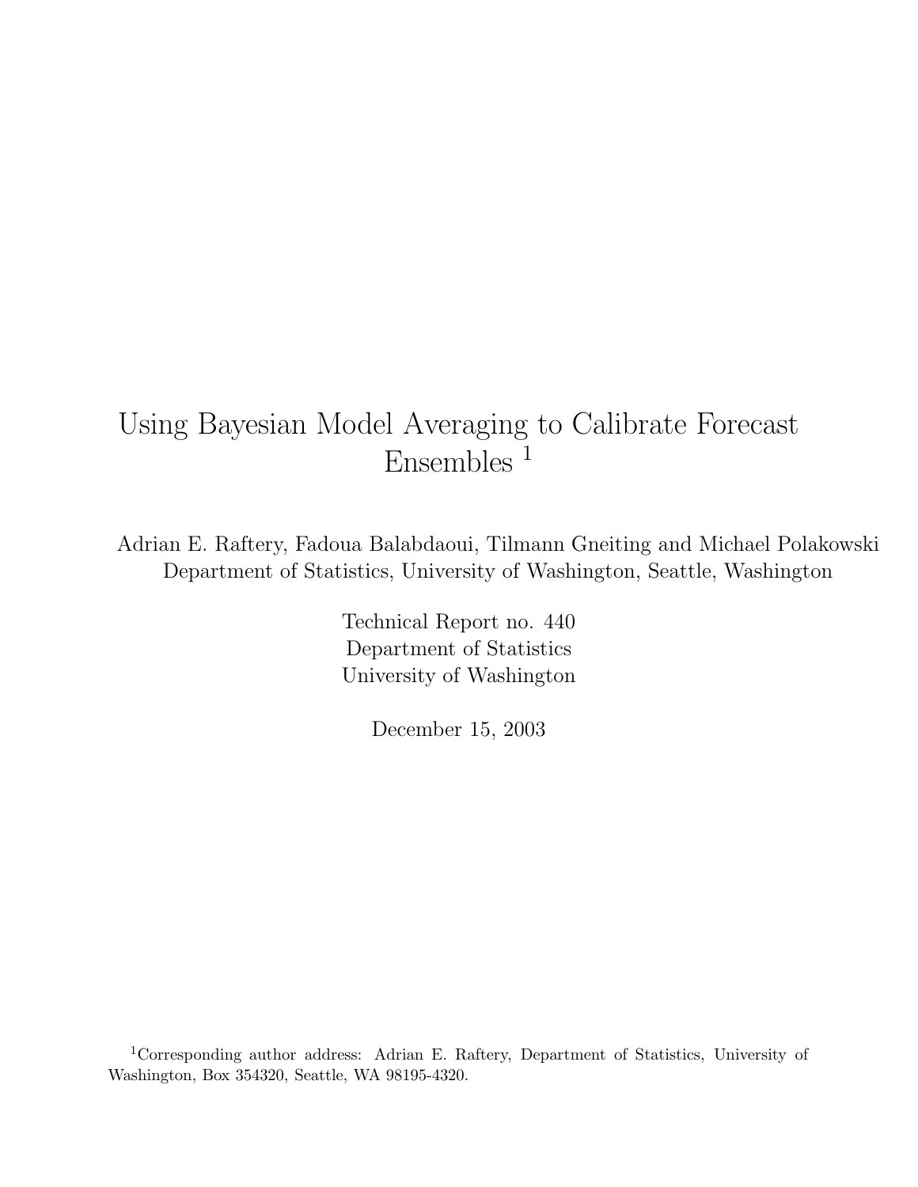# Using Bayesian Model Averaging to Calibrate Forecast Ensembles [1]

Adrian E. Raftery, Fadoua Balabdaoui, Tilmann Gneiting and Michael Polakowski
Department of Statistics, University of Washington, Seattle, Washington

Technical Report no. 440
Department of Statistics
University of Washington

December 15, 2003

[1] Corresponding author address: Adrian E. Raftery, Department of Statistics, University of Washington, Box 354320, Seattle, WA 98195-4320.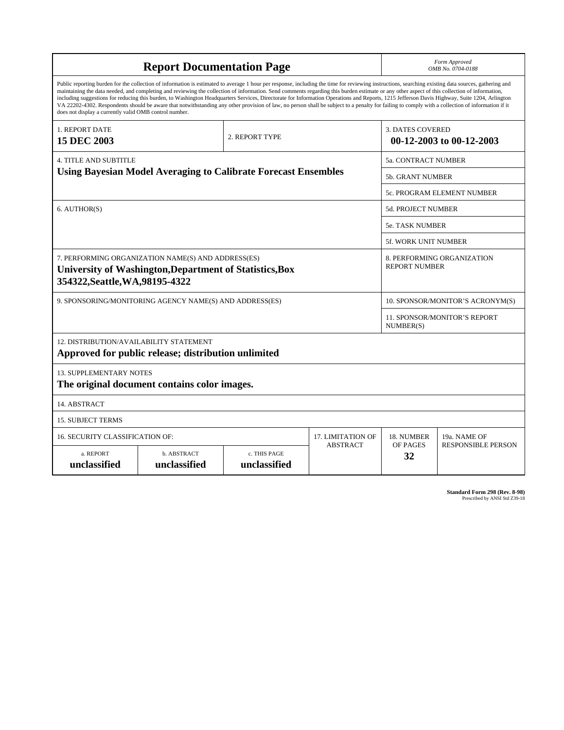# Report Documentation Page

*Form Approved*
*OMB No. 0704-0188*

Public reporting burden for the collection of information is estimated to average 1 hour per response, including the time for reviewing instructions, searching existing data sources, gathering and maintaining the data needed, and completing and reviewing the collection of information. Send comments regarding this burden estimate or any other aspect of this collection of information, including suggestions for reducing this burden, to Washington Headquarters Services, Directorate for Information Operations and Reports, 1215 Jefferson Davis Highway, Suite 1204, Arlington VA 22202-4302. Respondents should be aware that notwithstanding any other provision of law, no person shall be subject to a penalty for failing to comply with a collection of information if it does not display a currently valid OMB control number.

| | | |
|---|---|---|
| 1. REPORT DATE **15 DEC 2003** | 2. REPORT TYPE | 3. DATES COVERED **00-12-2003 to 00-12-2003** |
| 4. TITLE AND SUBTITLE **Using Bayesian Model Averaging to Calibrate Forecast Ensembles** | | 5a. CONTRACT NUMBER |
| | | 5b. GRANT NUMBER |
| | | 5c. PROGRAM ELEMENT NUMBER |
| 6. AUTHOR(S) | | 5d. PROJECT NUMBER |
| | | 5e. TASK NUMBER |
| | | 5f. WORK UNIT NUMBER |
| 7. PERFORMING ORGANIZATION NAME(S) AND ADDRESS(ES) **University of Washington,Department of Statistics,Box 354322,Seattle,WA,98195-4322** | | 8. PERFORMING ORGANIZATION REPORT NUMBER |
| 9. SPONSORING/MONITORING AGENCY NAME(S) AND ADDRESS(ES) | | 10. SPONSOR/MONITOR'S ACRONYM(S) |
| | | 11. SPONSOR/MONITOR'S REPORT NUMBER(S) |

12. DISTRIBUTION/AVAILABILITY STATEMENT
**Approved for public release; distribution unlimited**

13. SUPPLEMENTARY NOTES
**The original document contains color images.**

14. ABSTRACT

15. SUBJECT TERMS

| 16. SECURITY CLASSIFICATION OF: | | | 17. LIMITATION OF ABSTRACT | 18. NUMBER OF PAGES | 19a. NAME OF RESPONSIBLE PERSON |
|---|---|---|---|---|---|
| a. REPORT | b. ABSTRACT | c. THIS PAGE | | | |
| **unclassified** | **unclassified** | **unclassified** | | **32** | |

**Standard Form 298 (Rev. 8-98)**
Prescribed by ANSI Std Z39-18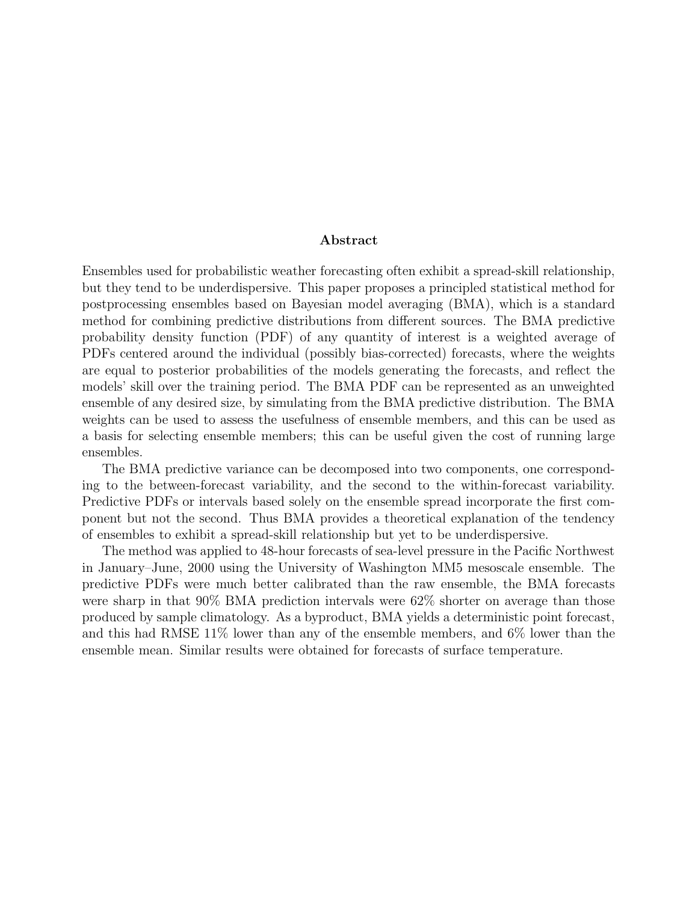## Abstract

Ensembles used for probabilistic weather forecasting often exhibit a spread-skill relationship, but they tend to be underdispersive. This paper proposes a principled statistical method for postprocessing ensembles based on Bayesian model averaging (BMA), which is a standard method for combining predictive distributions from different sources. The BMA predictive probability density function (PDF) of any quantity of interest is a weighted average of PDFs centered around the individual (possibly bias-corrected) forecasts, where the weights are equal to posterior probabilities of the models generating the forecasts, and reflect the models' skill over the training period. The BMA PDF can be represented as an unweighted ensemble of any desired size, by simulating from the BMA predictive distribution. The BMA weights can be used to assess the usefulness of ensemble members, and this can be used as a basis for selecting ensemble members; this can be useful given the cost of running large ensembles.

The BMA predictive variance can be decomposed into two components, one corresponding to the between-forecast variability, and the second to the within-forecast variability. Predictive PDFs or intervals based solely on the ensemble spread incorporate the first component but not the second. Thus BMA provides a theoretical explanation of the tendency of ensembles to exhibit a spread-skill relationship but yet to be underdispersive.

The method was applied to 48-hour forecasts of sea-level pressure in the Pacific Northwest in January–June, 2000 using the University of Washington MM5 mesoscale ensemble. The predictive PDFs were much better calibrated than the raw ensemble, the BMA forecasts were sharp in that 90% BMA prediction intervals were 62% shorter on average than those produced by sample climatology. As a byproduct, BMA yields a deterministic point forecast, and this had RMSE 11% lower than any of the ensemble members, and 6% lower than the ensemble mean. Similar results were obtained for forecasts of surface temperature.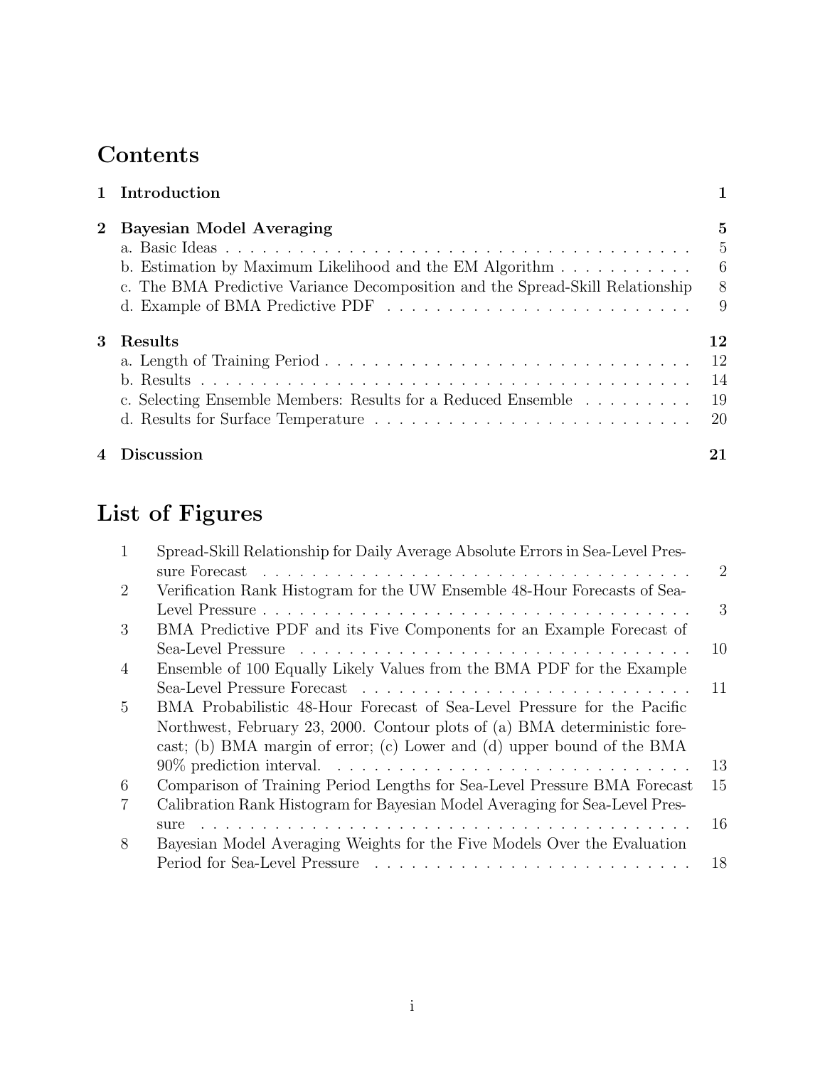# Contents

| | | |
|---|---|---|
| **1** | **Introduction** | **1** |
| **2** | **Bayesian Model Averaging** | **5** |
| | a. Basic Ideas | 5 |
| | b. Estimation by Maximum Likelihood and the EM Algorithm | 6 |
| | c. The BMA Predictive Variance Decomposition and the Spread-Skill Relationship | 8 |
| | d. Example of BMA Predictive PDF | 9 |
| **3** | **Results** | **12** |
| | a. Length of Training Period | 12 |
| | b. Results | 14 |
| | c. Selecting Ensemble Members: Results for a Reduced Ensemble | 19 |
| | d. Results for Surface Temperature | 20 |
| **4** | **Discussion** | **21** |

# List of Figures

| | | |
|---|---|---|
| 1 | Spread-Skill Relationship for Daily Average Absolute Errors in Sea-Level Pressure Forecast | 2 |
| 2 | Verification Rank Histogram for the UW Ensemble 48-Hour Forecasts of Sea-Level Pressure | 3 |
| 3 | BMA Predictive PDF and its Five Components for an Example Forecast of Sea-Level Pressure | 10 |
| 4 | Ensemble of 100 Equally Likely Values from the BMA PDF for the Example Sea-Level Pressure Forecast | 11 |
| 5 | BMA Probabilistic 48-Hour Forecast of Sea-Level Pressure for the Pacific Northwest, February 23, 2000. Contour plots of (a) BMA deterministic forecast; (b) BMA margin of error; (c) Lower and (d) upper bound of the BMA 90% prediction interval. | 13 |
| 6 | Comparison of Training Period Lengths for Sea-Level Pressure BMA Forecast | 15 |
| 7 | Calibration Rank Histogram for Bayesian Model Averaging for Sea-Level Pressure | 16 |
| 8 | Bayesian Model Averaging Weights for the Five Models Over the Evaluation Period for Sea-Level Pressure | 18 |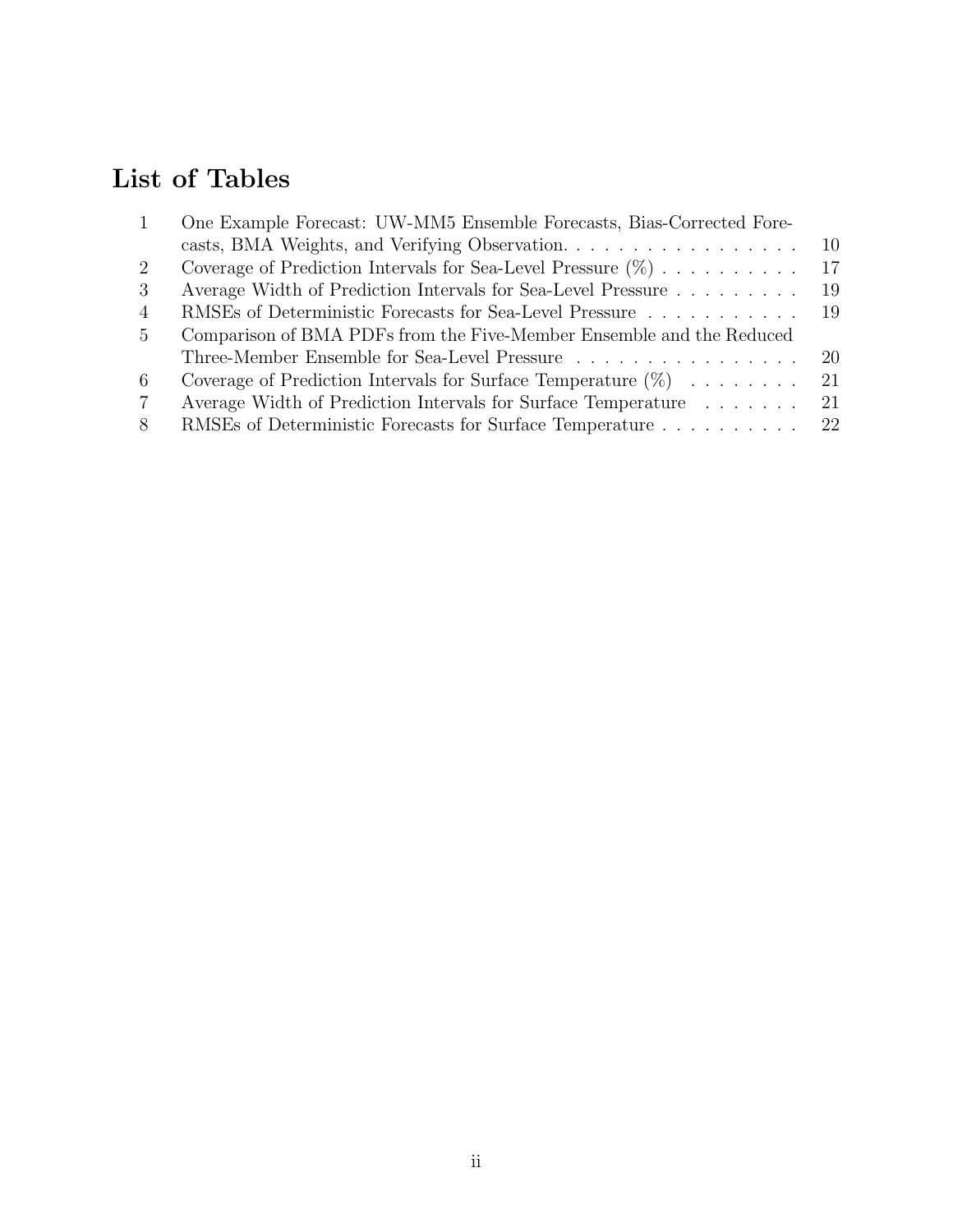# List of Tables

1. One Example Forecast: UW-MM5 Ensemble Forecasts, Bias-Corrected Forecasts, BMA Weights, and Verifying Observation. . . . . . . . . . . . . . . . . . 10
2. Coverage of Prediction Intervals for Sea-Level Pressure (%) . . . . . . . . . . 17
3. Average Width of Prediction Intervals for Sea-Level Pressure . . . . . . . . . 19
4. RMSEs of Deterministic Forecasts for Sea-Level Pressure . . . . . . . . . . . 19
5. Comparison of BMA PDFs from the Five-Member Ensemble and the Reduced Three-Member Ensemble for Sea-Level Pressure . . . . . . . . . . . . . . . . 20
6. Coverage of Prediction Intervals for Surface Temperature (%) . . . . . . . . 21
7. Average Width of Prediction Intervals for Surface Temperature . . . . . . . 21
8. RMSEs of Deterministic Forecasts for Surface Temperature . . . . . . . . . . 22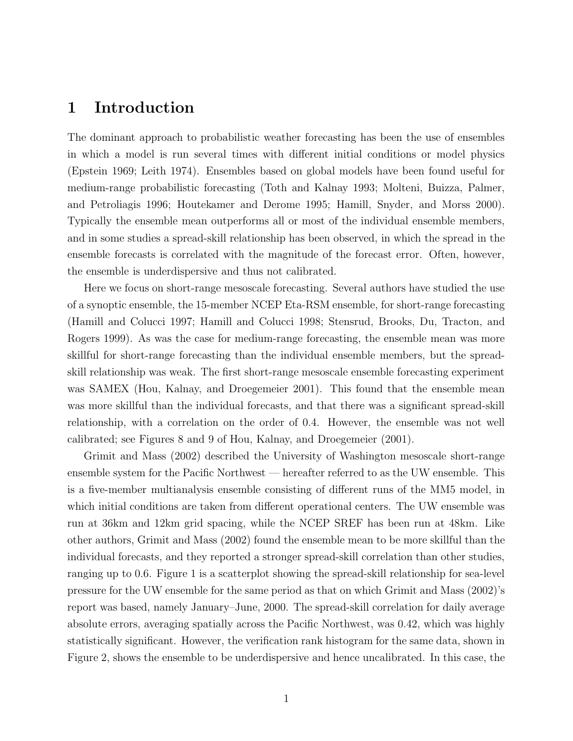# 1 Introduction

The dominant approach to probabilistic weather forecasting has been the use of ensembles in which a model is run several times with different initial conditions or model physics (Epstein 1969; Leith 1974). Ensembles based on global models have been found useful for medium-range probabilistic forecasting (Toth and Kalnay 1993; Molteni, Buizza, Palmer, and Petroliagis 1996; Houtekamer and Derome 1995; Hamill, Snyder, and Morss 2000). Typically the ensemble mean outperforms all or most of the individual ensemble members, and in some studies a spread-skill relationship has been observed, in which the spread in the ensemble forecasts is correlated with the magnitude of the forecast error. Often, however, the ensemble is underdispersive and thus not calibrated.

Here we focus on short-range mesoscale forecasting. Several authors have studied the use of a synoptic ensemble, the 15-member NCEP Eta-RSM ensemble, for short-range forecasting (Hamill and Colucci 1997; Hamill and Colucci 1998; Stensrud, Brooks, Du, Tracton, and Rogers 1999). As was the case for medium-range forecasting, the ensemble mean was more skillful for short-range forecasting than the individual ensemble members, but the spread-skill relationship was weak. The first short-range mesoscale ensemble forecasting experiment was SAMEX (Hou, Kalnay, and Droegemeier 2001). This found that the ensemble mean was more skillful than the individual forecasts, and that there was a significant spread-skill relationship, with a correlation on the order of 0.4. However, the ensemble was not well calibrated; see Figures 8 and 9 of Hou, Kalnay, and Droegemeier (2001).

Grimit and Mass (2002) described the University of Washington mesoscale short-range ensemble system for the Pacific Northwest — hereafter referred to as the UW ensemble. This is a five-member multianalysis ensemble consisting of different runs of the MM5 model, in which initial conditions are taken from different operational centers. The UW ensemble was run at 36km and 12km grid spacing, while the NCEP SREF has been run at 48km. Like other authors, Grimit and Mass (2002) found the ensemble mean to be more skillful than the individual forecasts, and they reported a stronger spread-skill correlation than other studies, ranging up to 0.6. Figure 1 is a scatterplot showing the spread-skill relationship for sea-level pressure for the UW ensemble for the same period as that on which Grimit and Mass (2002)'s report was based, namely January–June, 2000. The spread-skill correlation for daily average absolute errors, averaging spatially across the Pacific Northwest, was 0.42, which was highly statistically significant. However, the verification rank histogram for the same data, shown in Figure 2, shows the ensemble to be underdispersive and hence uncalibrated. In this case, the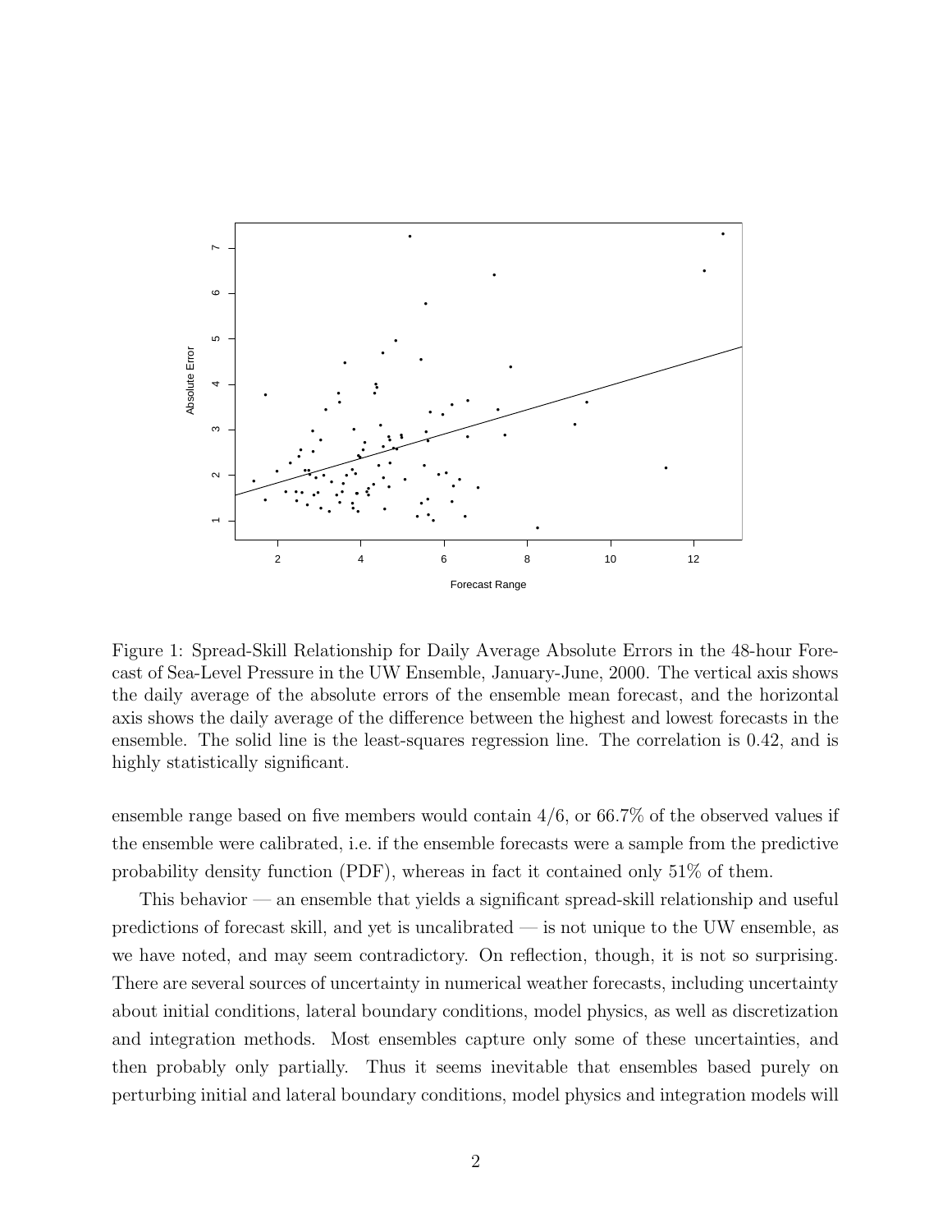Figure 1: Spread-Skill Relationship for Daily Average Absolute Errors in the 48-hour Forecast of Sea-Level Pressure in the UW Ensemble, January-June, 2000. The vertical axis shows the daily average of the absolute errors of the ensemble mean forecast, and the horizontal axis shows the daily average of the difference between the highest and lowest forecasts in the ensemble. The solid line is the least-squares regression line. The correlation is 0.42, and is highly statistically significant.

ensemble range based on five members would contain 4/6, or 66.7% of the observed values if the ensemble were calibrated, i.e. if the ensemble forecasts were a sample from the predictive probability density function (PDF), whereas in fact it contained only 51% of them.

This behavior — an ensemble that yields a significant spread-skill relationship and useful predictions of forecast skill, and yet is uncalibrated — is not unique to the UW ensemble, as we have noted, and may seem contradictory. On reflection, though, it is not so surprising. There are several sources of uncertainty in numerical weather forecasts, including uncertainty about initial conditions, lateral boundary conditions, model physics, as well as discretization and integration methods. Most ensembles capture only some of these uncertainties, and then probably only partially. Thus it seems inevitable that ensembles based purely on perturbing initial and lateral boundary conditions, model physics and integration models will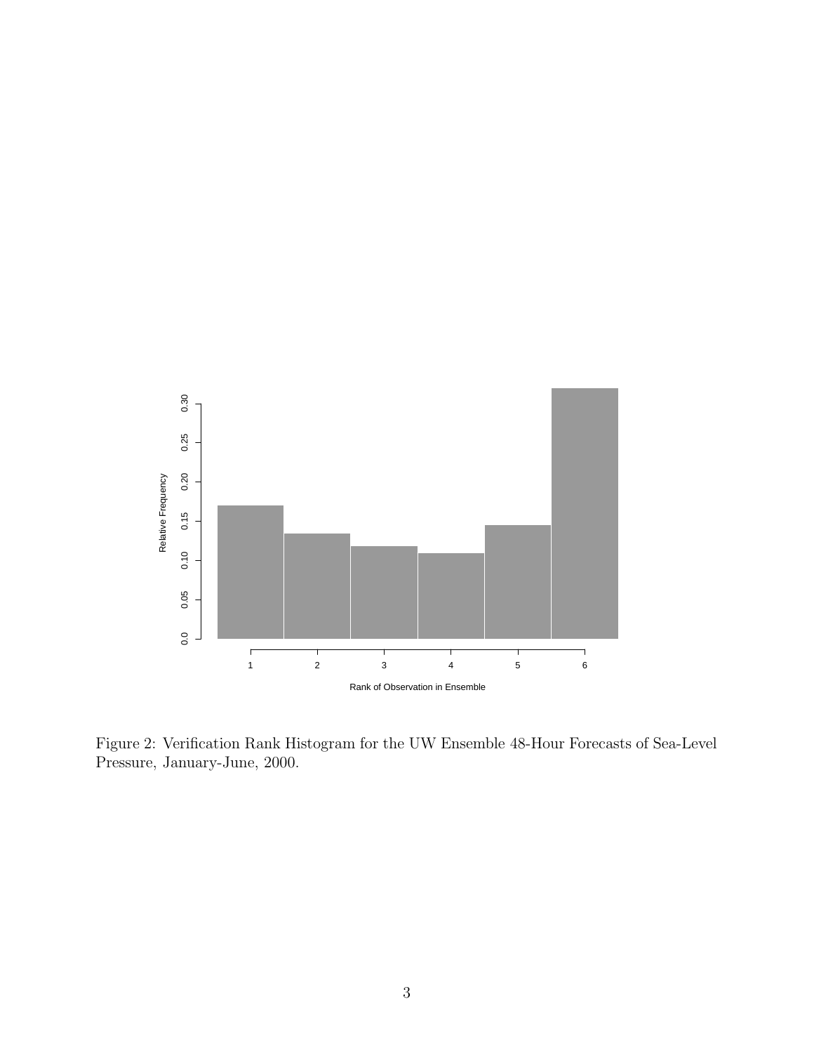Figure 2: Verification Rank Histogram for the UW Ensemble 48-Hour Forecasts of Sea-Level Pressure, January-June, 2000.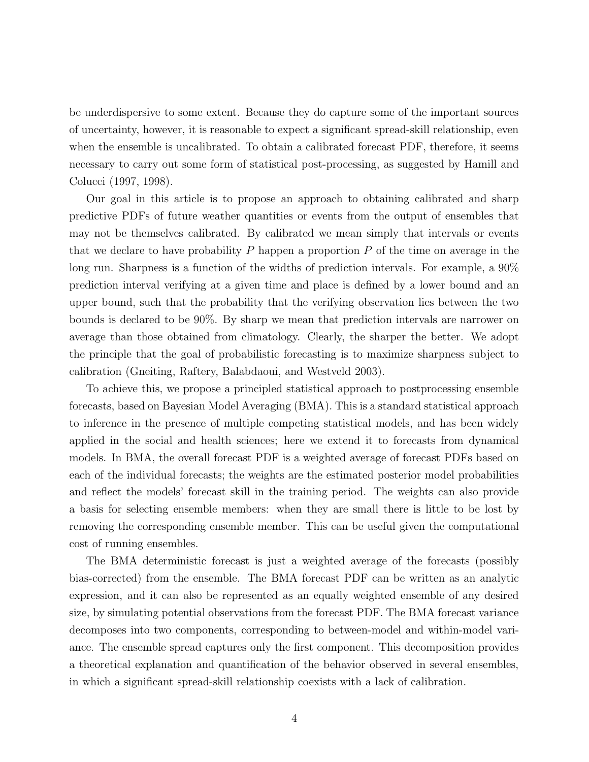be underdispersive to some extent. Because they do capture some of the important sources of uncertainty, however, it is reasonable to expect a significant spread-skill relationship, even when the ensemble is uncalibrated. To obtain a calibrated forecast PDF, therefore, it seems necessary to carry out some form of statistical post-processing, as suggested by Hamill and Colucci (1997, 1998).

Our goal in this article is to propose an approach to obtaining calibrated and sharp predictive PDFs of future weather quantities or events from the output of ensembles that may not be themselves calibrated. By calibrated we mean simply that intervals or events that we declare to have probability $P$ happen a proportion $P$ of the time on average in the long run. Sharpness is a function of the widths of prediction intervals. For example, a 90% prediction interval verifying at a given time and place is defined by a lower bound and an upper bound, such that the probability that the verifying observation lies between the two bounds is declared to be 90%. By sharp we mean that prediction intervals are narrower on average than those obtained from climatology. Clearly, the sharper the better. We adopt the principle that the goal of probabilistic forecasting is to maximize sharpness subject to calibration (Gneiting, Raftery, Balabdaoui, and Westveld 2003).

To achieve this, we propose a principled statistical approach to postprocessing ensemble forecasts, based on Bayesian Model Averaging (BMA). This is a standard statistical approach to inference in the presence of multiple competing statistical models, and has been widely applied in the social and health sciences; here we extend it to forecasts from dynamical models. In BMA, the overall forecast PDF is a weighted average of forecast PDFs based on each of the individual forecasts; the weights are the estimated posterior model probabilities and reflect the models' forecast skill in the training period. The weights can also provide a basis for selecting ensemble members: when they are small there is little to be lost by removing the corresponding ensemble member. This can be useful given the computational cost of running ensembles.

The BMA deterministic forecast is just a weighted average of the forecasts (possibly bias-corrected) from the ensemble. The BMA forecast PDF can be written as an analytic expression, and it can also be represented as an equally weighted ensemble of any desired size, by simulating potential observations from the forecast PDF. The BMA forecast variance decomposes into two components, corresponding to between-model and within-model variance. The ensemble spread captures only the first component. This decomposition provides a theoretical explanation and quantification of the behavior observed in several ensembles, in which a significant spread-skill relationship coexists with a lack of calibration.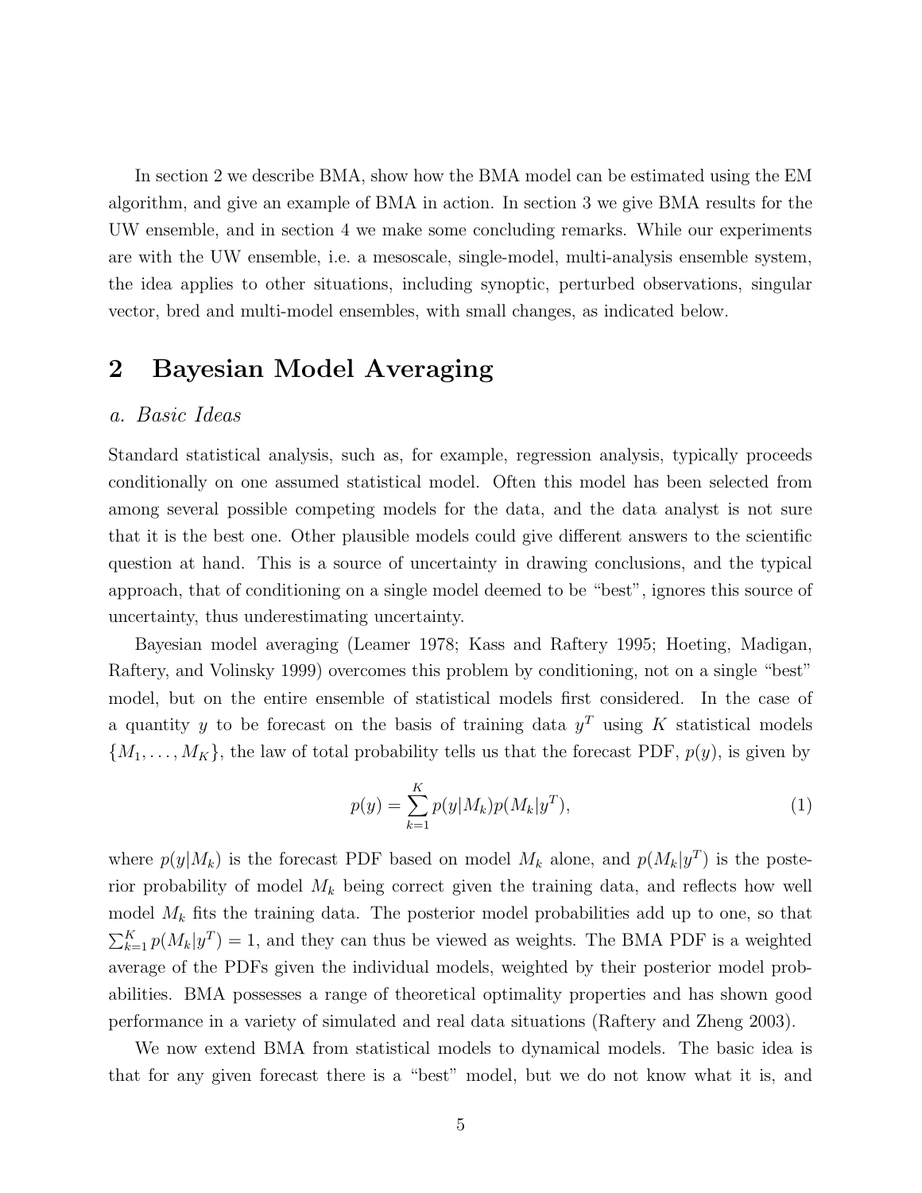In section 2 we describe BMA, show how the BMA model can be estimated using the EM algorithm, and give an example of BMA in action. In section 3 we give BMA results for the UW ensemble, and in section 4 we make some concluding remarks. While our experiments are with the UW ensemble, i.e. a mesoscale, single-model, multi-analysis ensemble system, the idea applies to other situations, including synoptic, perturbed observations, singular vector, bred and multi-model ensembles, with small changes, as indicated below.

## 2 Bayesian Model Averaging

### *a. Basic Ideas*

Standard statistical analysis, such as, for example, regression analysis, typically proceeds conditionally on one assumed statistical model. Often this model has been selected from among several possible competing models for the data, and the data analyst is not sure that it is the best one. Other plausible models could give different answers to the scientific question at hand. This is a source of uncertainty in drawing conclusions, and the typical approach, that of conditioning on a single model deemed to be "best", ignores this source of uncertainty, thus underestimating uncertainty.

Bayesian model averaging (Leamer 1978; Kass and Raftery 1995; Hoeting, Madigan, Raftery, and Volinsky 1999) overcomes this problem by conditioning, not on a single "best" model, but on the entire ensemble of statistical models first considered. In the case of a quantity $y$ to be forecast on the basis of training data $y^T$ using $K$ statistical models $\{M_1, \ldots, M_K\}$, the law of total probability tells us that the forecast PDF, $p(y)$, is given by

$$p(y) = \sum_{k=1}^{K} p(y|M_k)p(M_k|y^T), \tag{1}$$

where $p(y|M_k)$ is the forecast PDF based on model $M_k$ alone, and $p(M_k|y^T)$ is the posterior probability of model $M_k$ being correct given the training data, and reflects how well model $M_k$ fits the training data. The posterior model probabilities add up to one, so that $\sum_{k=1}^{K} p(M_k|y^T) = 1$, and they can thus be viewed as weights. The BMA PDF is a weighted average of the PDFs given the individual models, weighted by their posterior model probabilities. BMA possesses a range of theoretical optimality properties and has shown good performance in a variety of simulated and real data situations (Raftery and Zheng 2003).

We now extend BMA from statistical models to dynamical models. The basic idea is that for any given forecast there is a "best" model, but we do not know what it is, and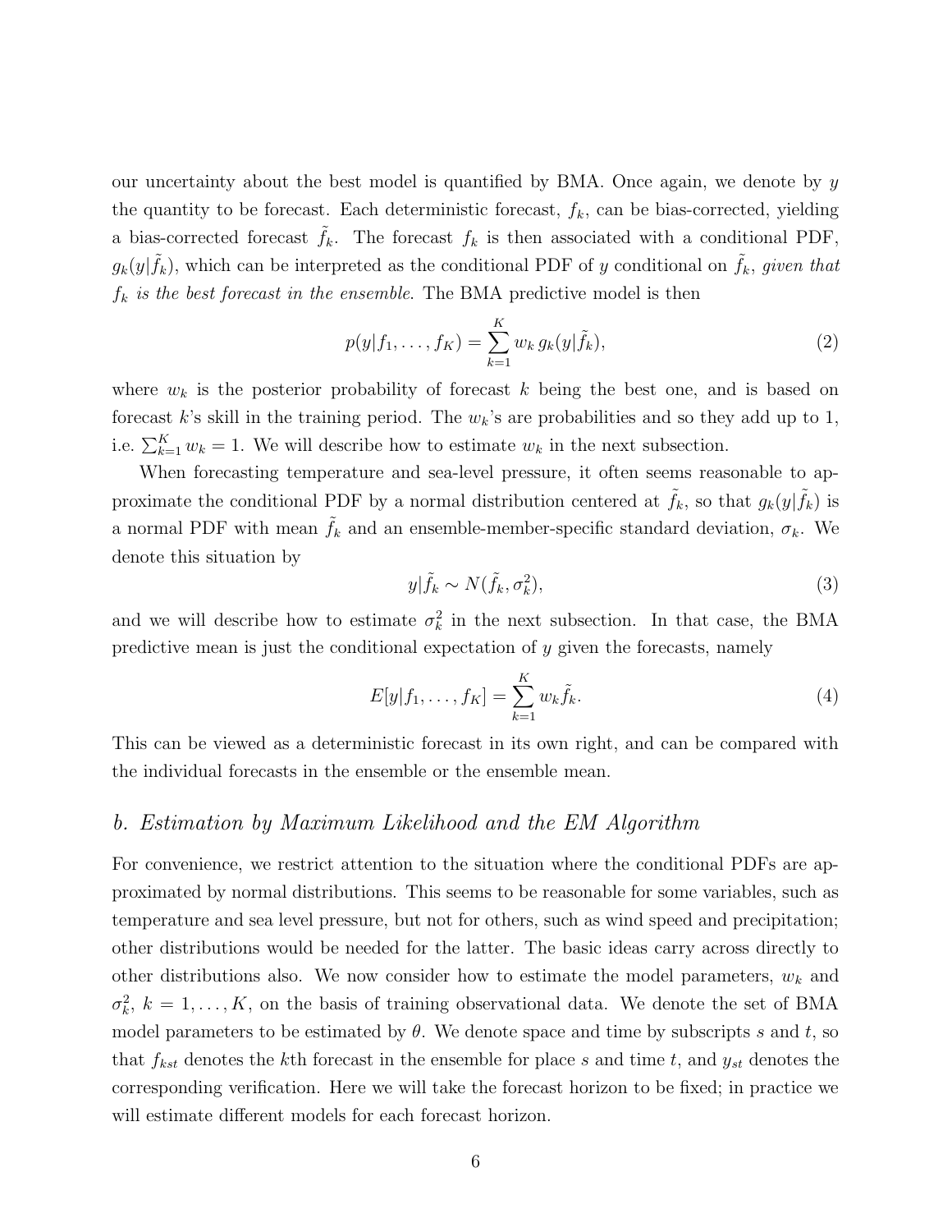our uncertainty about the best model is quantified by BMA. Once again, we denote by $y$ the quantity to be forecast. Each deterministic forecast, $f_k$, can be bias-corrected, yielding a bias-corrected forecast $\tilde{f}_k$. The forecast $f_k$ is then associated with a conditional PDF, $g_k(y|\tilde{f}_k)$, which can be interpreted as the conditional PDF of $y$ conditional on $\tilde{f}_k$, *given that $f_k$ is the best forecast in the ensemble*. The BMA predictive model is then

$$p(y|f_1, \ldots, f_K) = \sum_{k=1}^{K} w_k \, g_k(y|\tilde{f}_k), \tag{2}$$

where $w_k$ is the posterior probability of forecast $k$ being the best one, and is based on forecast $k$'s skill in the training period. The $w_k$'s are probabilities and so they add up to 1, i.e. $\sum_{k=1}^{K} w_k = 1$. We will describe how to estimate $w_k$ in the next subsection.

When forecasting temperature and sea-level pressure, it often seems reasonable to approximate the conditional PDF by a normal distribution centered at $\tilde{f}_k$, so that $g_k(y|\tilde{f}_k)$ is a normal PDF with mean $\tilde{f}_k$ and an ensemble-member-specific standard deviation, $\sigma_k$. We denote this situation by

$$y|\tilde{f}_k \sim N(\tilde{f}_k, \sigma_k^2), \tag{3}$$

and we will describe how to estimate $\sigma_k^2$ in the next subsection. In that case, the BMA predictive mean is just the conditional expectation of $y$ given the forecasts, namely

$$E[y|f_1, \ldots, f_K] = \sum_{k=1}^{K} w_k \tilde{f}_k. \tag{4}$$

This can be viewed as a deterministic forecast in its own right, and can be compared with the individual forecasts in the ensemble or the ensemble mean.

### *b. Estimation by Maximum Likelihood and the EM Algorithm*

For convenience, we restrict attention to the situation where the conditional PDFs are approximated by normal distributions. This seems to be reasonable for some variables, such as temperature and sea level pressure, but not for others, such as wind speed and precipitation; other distributions would be needed for the latter. The basic ideas carry across directly to other distributions also. We now consider how to estimate the model parameters, $w_k$ and $\sigma_k^2$, $k = 1, \ldots, K$, on the basis of training observational data. We denote the set of BMA model parameters to be estimated by $\theta$. We denote space and time by subscripts $s$ and $t$, so that $f_{kst}$ denotes the $k$th forecast in the ensemble for place $s$ and time $t$, and $y_{st}$ denotes the corresponding verification. Here we will take the forecast horizon to be fixed; in practice we will estimate different models for each forecast horizon.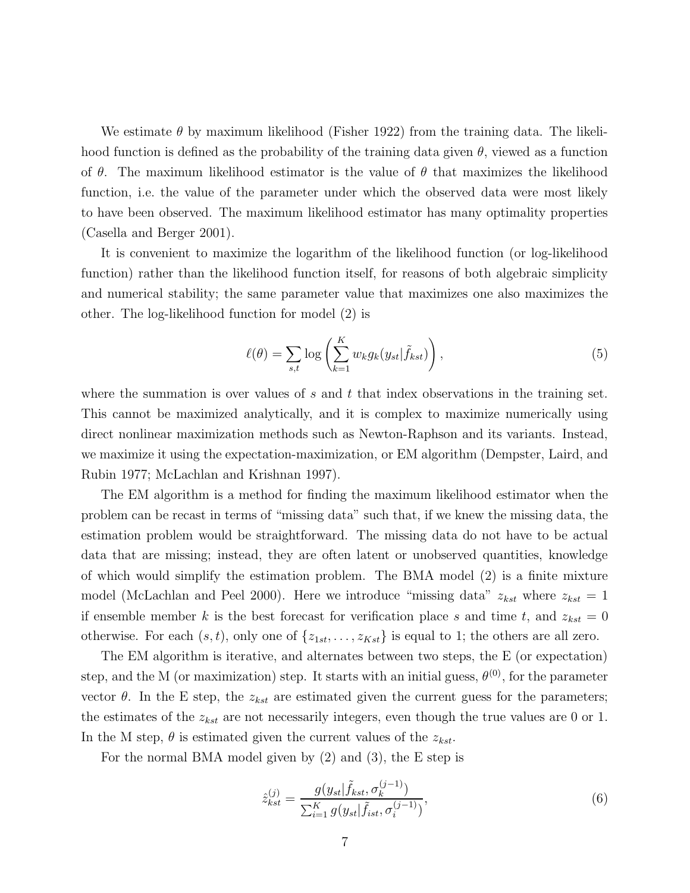We estimate $\theta$ by maximum likelihood (Fisher 1922) from the training data. The likelihood function is defined as the probability of the training data given $\theta$, viewed as a function of $\theta$. The maximum likelihood estimator is the value of $\theta$ that maximizes the likelihood function, i.e. the value of the parameter under which the observed data were most likely to have been observed. The maximum likelihood estimator has many optimality properties (Casella and Berger 2001).

It is convenient to maximize the logarithm of the likelihood function (or log-likelihood function) rather than the likelihood function itself, for reasons of both algebraic simplicity and numerical stability; the same parameter value that maximizes one also maximizes the other. The log-likelihood function for model (2) is

$$\ell(\theta) = \sum_{s,t} \log \left( \sum_{k=1}^{K} w_k g_k(y_{st} | \tilde{f}_{kst}) \right), \tag{5}$$

where the summation is over values of $s$ and $t$ that index observations in the training set. This cannot be maximized analytically, and it is complex to maximize numerically using direct nonlinear maximization methods such as Newton-Raphson and its variants. Instead, we maximize it using the expectation-maximization, or EM algorithm (Dempster, Laird, and Rubin 1977; McLachlan and Krishnan 1997).

The EM algorithm is a method for finding the maximum likelihood estimator when the problem can be recast in terms of "missing data" such that, if we knew the missing data, the estimation problem would be straightforward. The missing data do not have to be actual data that are missing; instead, they are often latent or unobserved quantities, knowledge of which would simplify the estimation problem. The BMA model (2) is a finite mixture model (McLachlan and Peel 2000). Here we introduce "missing data" $z_{kst}$ where $z_{kst} = 1$ if ensemble member $k$ is the best forecast for verification place $s$ and time $t$, and $z_{kst} = 0$ otherwise. For each $(s, t)$, only one of $\{z_{1st}, \ldots, z_{Kst}\}$ is equal to 1; the others are all zero.

The EM algorithm is iterative, and alternates between two steps, the E (or expectation) step, and the M (or maximization) step. It starts with an initial guess, $\theta^{(0)}$, for the parameter vector $\theta$. In the E step, the $z_{kst}$ are estimated given the current guess for the parameters; the estimates of the $z_{kst}$ are not necessarily integers, even though the true values are 0 or 1. In the M step, $\theta$ is estimated given the current values of the $z_{kst}$.

For the normal BMA model given by (2) and (3), the E step is

$$\hat{z}_{kst}^{(j)} = \frac{g(y_{st} | \tilde{f}_{kst}, \sigma_k^{(j-1)})}{\sum_{i=1}^{K} g(y_{st} | \tilde{f}_{ist}, \sigma_i^{(j-1)})}, \tag{6}$$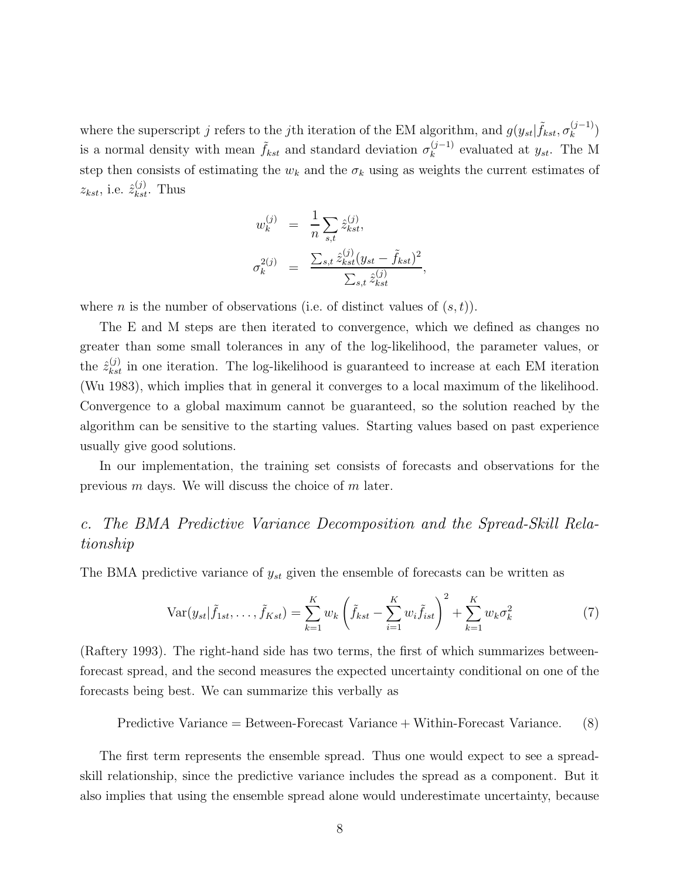where the superscript $j$ refers to the $j$th iteration of the EM algorithm, and $g(y_{st}|\tilde{f}_{kst}, \sigma_k^{(j-1)})$ is a normal density with mean $\tilde{f}_{kst}$ and standard deviation $\sigma_k^{(j-1)}$ evaluated at $y_{st}$. The M step then consists of estimating the $w_k$ and the $\sigma_k$ using as weights the current estimates of $z_{kst}$, i.e. $\hat{z}_{kst}^{(j)}$. Thus

$$
\begin{aligned}
w_k^{(j)} &= \frac{1}{n} \sum_{s,t} \hat{z}_{kst}^{(j)}, \\
\sigma_k^{2(j)} &= \frac{\sum_{s,t} \hat{z}_{kst}^{(j)} (y_{st} - \tilde{f}_{kst})^2}{\sum_{s,t} \hat{z}_{kst}^{(j)}},
\end{aligned}
$$

where $n$ is the number of observations (i.e. of distinct values of $(s,t)$).

The E and M steps are then iterated to convergence, which we defined as changes no greater than some small tolerances in any of the log-likelihood, the parameter values, or the $\hat{z}_{kst}^{(j)}$ in one iteration. The log-likelihood is guaranteed to increase at each EM iteration (Wu 1983), which implies that in general it converges to a local maximum of the likelihood. Convergence to a global maximum cannot be guaranteed, so the solution reached by the algorithm can be sensitive to the starting values. Starting values based on past experience usually give good solutions.

In our implementation, the training set consists of forecasts and observations for the previous $m$ days. We will discuss the choice of $m$ later.

### *c. The BMA Predictive Variance Decomposition and the Spread-Skill Relationship*

The BMA predictive variance of $y_{st}$ given the ensemble of forecasts can be written as

$$
\mathrm{Var}(y_{st}|\tilde{f}_{1st}, \ldots, \tilde{f}_{Kst}) = \sum_{k=1}^{K} w_k \left( \tilde{f}_{kst} - \sum_{i=1}^{K} w_i \tilde{f}_{ist} \right)^2 + \sum_{k=1}^{K} w_k \sigma_k^2 \tag{7}
$$

(Raftery 1993). The right-hand side has two terms, the first of which summarizes between-forecast spread, and the second measures the expected uncertainty conditional on one of the forecasts being best. We can summarize this verbally as

$$
\text{Predictive Variance} = \text{Between-Forecast Variance} + \text{Within-Forecast Variance}. \tag{8}
$$

The first term represents the ensemble spread. Thus one would expect to see a spread-skill relationship, since the predictive variance includes the spread as a component. But it also implies that using the ensemble spread alone would underestimate uncertainty, because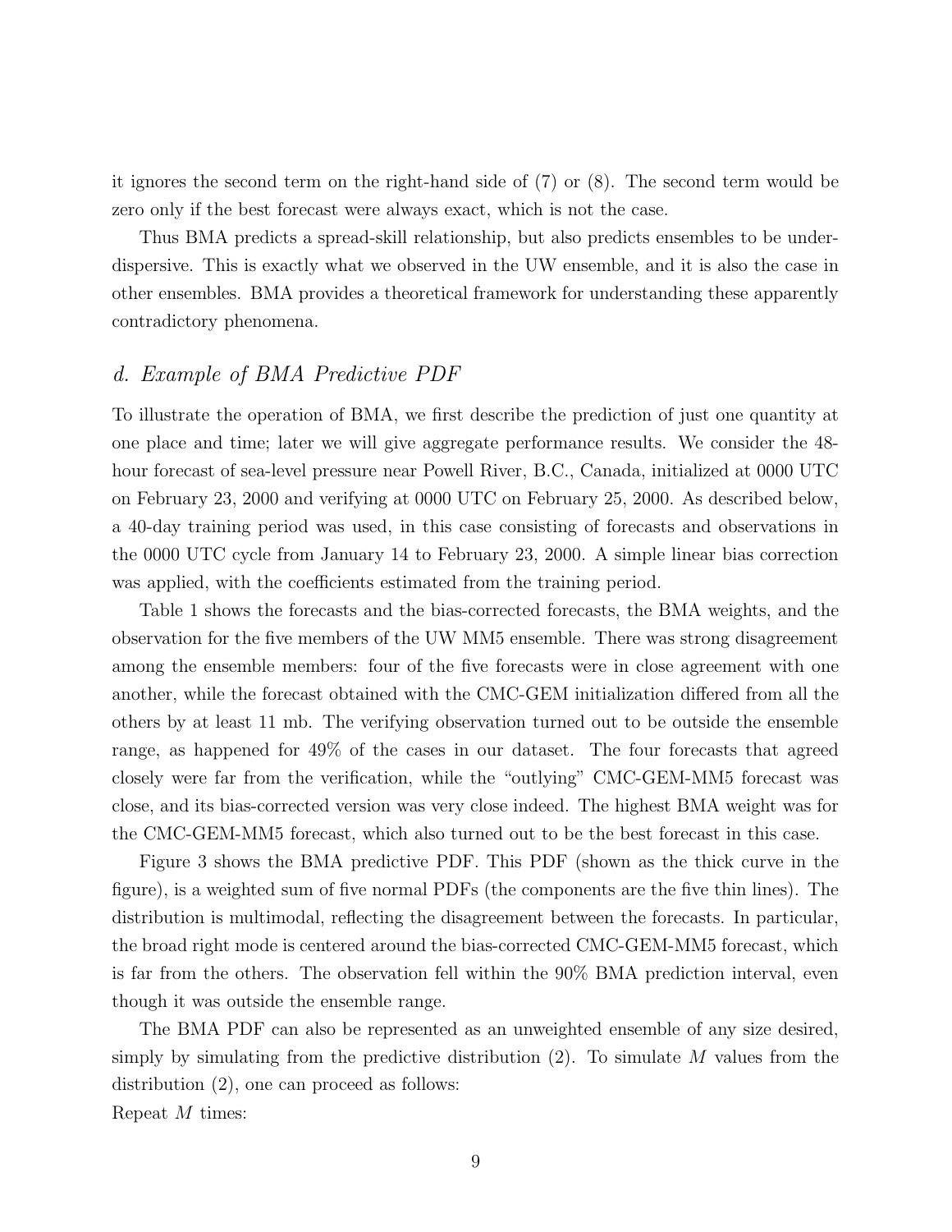it ignores the second term on the right-hand side of (7) or (8). The second term would be zero only if the best forecast were always exact, which is not the case.

Thus BMA predicts a spread-skill relationship, but also predicts ensembles to be underdispersive. This is exactly what we observed in the UW ensemble, and it is also the case in other ensembles. BMA provides a theoretical framework for understanding these apparently contradictory phenomena.

### *d. Example of BMA Predictive PDF*

To illustrate the operation of BMA, we first describe the prediction of just one quantity at one place and time; later we will give aggregate performance results. We consider the 48-hour forecast of sea-level pressure near Powell River, B.C., Canada, initialized at 0000 UTC on February 23, 2000 and verifying at 0000 UTC on February 25, 2000. As described below, a 40-day training period was used, in this case consisting of forecasts and observations in the 0000 UTC cycle from January 14 to February 23, 2000. A simple linear bias correction was applied, with the coefficients estimated from the training period.

Table 1 shows the forecasts and the bias-corrected forecasts, the BMA weights, and the observation for the five members of the UW MM5 ensemble. There was strong disagreement among the ensemble members: four of the five forecasts were in close agreement with one another, while the forecast obtained with the CMC-GEM initialization differed from all the others by at least 11 mb. The verifying observation turned out to be outside the ensemble range, as happened for 49% of the cases in our dataset. The four forecasts that agreed closely were far from the verification, while the "outlying" CMC-GEM-MM5 forecast was close, and its bias-corrected version was very close indeed. The highest BMA weight was for the CMC-GEM-MM5 forecast, which also turned out to be the best forecast in this case.

Figure 3 shows the BMA predictive PDF. This PDF (shown as the thick curve in the figure), is a weighted sum of five normal PDFs (the components are the five thin lines). The distribution is multimodal, reflecting the disagreement between the forecasts. In particular, the broad right mode is centered around the bias-corrected CMC-GEM-MM5 forecast, which is far from the others. The observation fell within the 90% BMA prediction interval, even though it was outside the ensemble range.

The BMA PDF can also be represented as an unweighted ensemble of any size desired, simply by simulating from the predictive distribution (2). To simulate $M$ values from the distribution (2), one can proceed as follows:

Repeat $M$ times: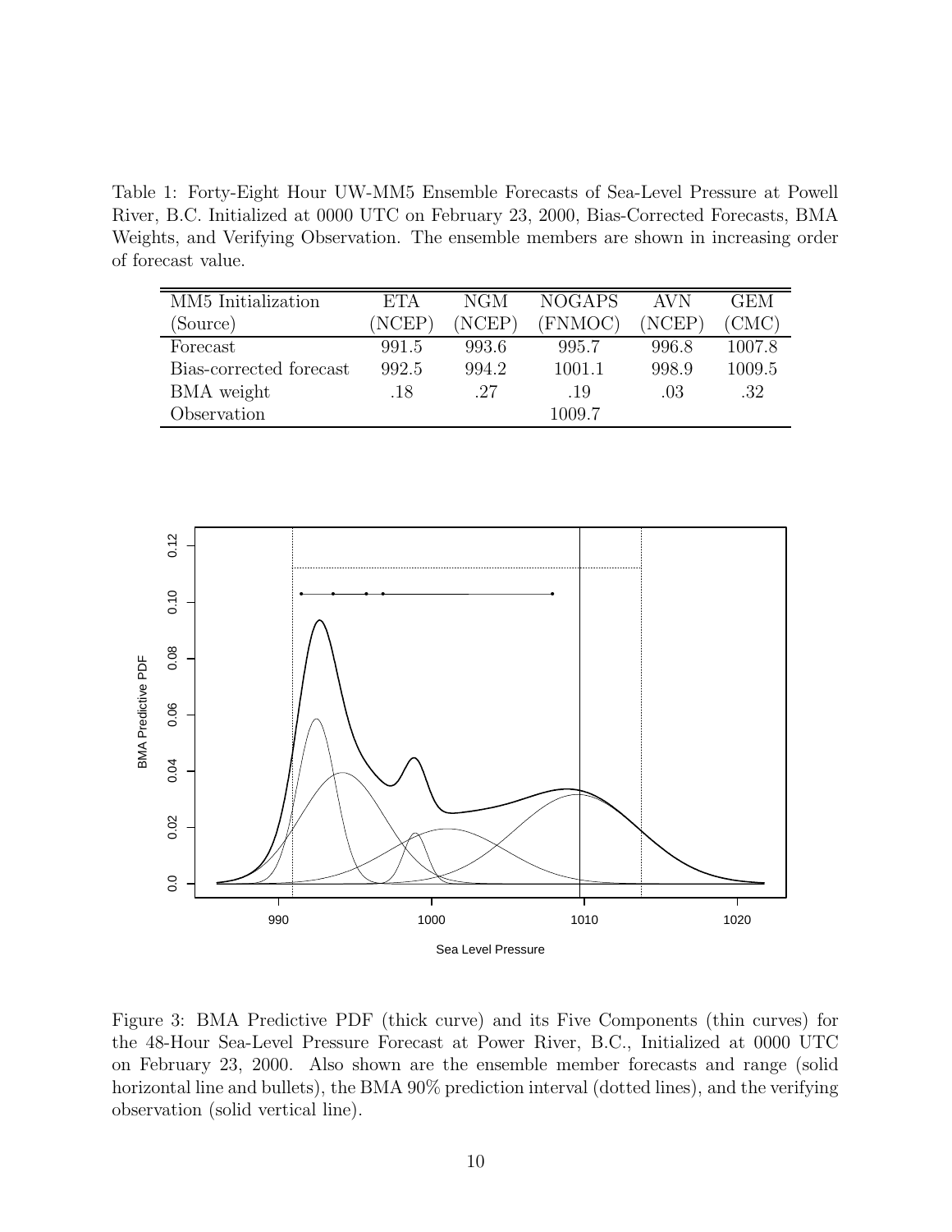Table 1: Forty-Eight Hour UW-MM5 Ensemble Forecasts of Sea-Level Pressure at Powell River, B.C. Initialized at 0000 UTC on February 23, 2000, Bias-Corrected Forecasts, BMA Weights, and Verifying Observation. The ensemble members are shown in increasing order of forecast value.

| MM5 Initialization (Source) | ETA (NCEP) | NGM (NCEP) | NOGAPS (FNMOC) | AVN (NCEP) | GEM (CMC) |
|---|---|---|---|---|---|
| Forecast | 991.5 | 993.6 | 995.7 | 996.8 | 1007.8 |
| Bias-corrected forecast | 992.5 | 994.2 | 1001.1 | 998.9 | 1009.5 |
| BMA weight | .18 | .27 | .19 | .03 | .32 |
| Observation | | | 1009.7 | | |

Figure 3: BMA Predictive PDF (thick curve) and its Five Components (thin curves) for the 48-Hour Sea-Level Pressure Forecast at Power River, B.C., Initialized at 0000 UTC on February 23, 2000. Also shown are the ensemble member forecasts and range (solid horizontal line and bullets), the BMA 90% prediction interval (dotted lines), and the verifying observation (solid vertical line).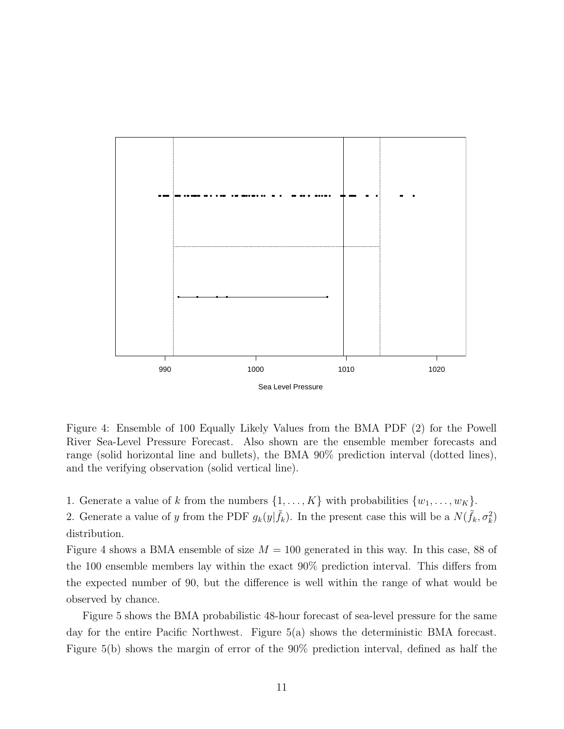Figure 4: Ensemble of 100 Equally Likely Values from the BMA PDF (2) for the Powell River Sea-Level Pressure Forecast. Also shown are the ensemble member forecasts and range (solid horizontal line and bullets), the BMA 90% prediction interval (dotted lines), and the verifying observation (solid vertical line).

1. Generate a value of $k$ from the numbers $\{1, \ldots, K\}$ with probabilities $\{w_1, \ldots, w_K\}$.
2. Generate a value of $y$ from the PDF $g_k(y|\tilde{f}_k)$. In the present case this will be a $N(\tilde{f}_k, \sigma_k^2)$ distribution.

Figure 4 shows a BMA ensemble of size $M = 100$ generated in this way. In this case, 88 of the 100 ensemble members lay within the exact 90% prediction interval. This differs from the expected number of 90, but the difference is well within the range of what would be observed by chance.

Figure 5 shows the BMA probabilistic 48-hour forecast of sea-level pressure for the same day for the entire Pacific Northwest. Figure 5(a) shows the deterministic BMA forecast. Figure 5(b) shows the margin of error of the 90% prediction interval, defined as half the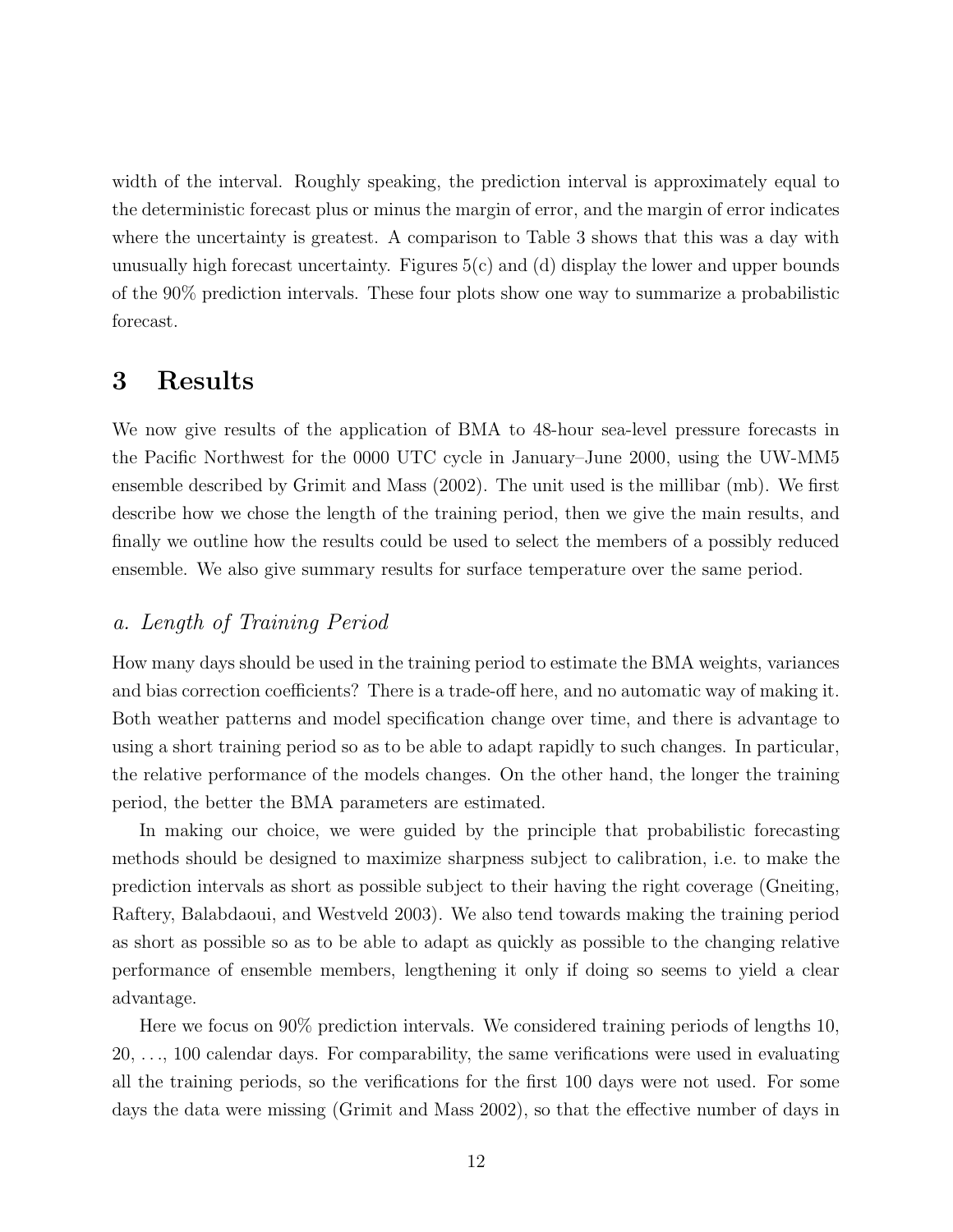width of the interval. Roughly speaking, the prediction interval is approximately equal to the deterministic forecast plus or minus the margin of error, and the margin of error indicates where the uncertainty is greatest. A comparison to Table 3 shows that this was a day with unusually high forecast uncertainty. Figures 5(c) and (d) display the lower and upper bounds of the 90% prediction intervals. These four plots show one way to summarize a probabilistic forecast.

# 3 Results

We now give results of the application of BMA to 48-hour sea-level pressure forecasts in the Pacific Northwest for the 0000 UTC cycle in January–June 2000, using the UW-MM5 ensemble described by Grimit and Mass (2002). The unit used is the millibar (mb). We first describe how we chose the length of the training period, then we give the main results, and finally we outline how the results could be used to select the members of a possibly reduced ensemble. We also give summary results for surface temperature over the same period.

## *a. Length of Training Period*

How many days should be used in the training period to estimate the BMA weights, variances and bias correction coefficients? There is a trade-off here, and no automatic way of making it. Both weather patterns and model specification change over time, and there is advantage to using a short training period so as to be able to adapt rapidly to such changes. In particular, the relative performance of the models changes. On the other hand, the longer the training period, the better the BMA parameters are estimated.

In making our choice, we were guided by the principle that probabilistic forecasting methods should be designed to maximize sharpness subject to calibration, i.e. to make the prediction intervals as short as possible subject to their having the right coverage (Gneiting, Raftery, Balabdaoui, and Westveld 2003). We also tend towards making the training period as short as possible so as to be able to adapt as quickly as possible to the changing relative performance of ensemble members, lengthening it only if doing so seems to yield a clear advantage.

Here we focus on 90% prediction intervals. We considered training periods of lengths 10, 20, ..., 100 calendar days. For comparability, the same verifications were used in evaluating all the training periods, so the verifications for the first 100 days were not used. For some days the data were missing (Grimit and Mass 2002), so that the effective number of days in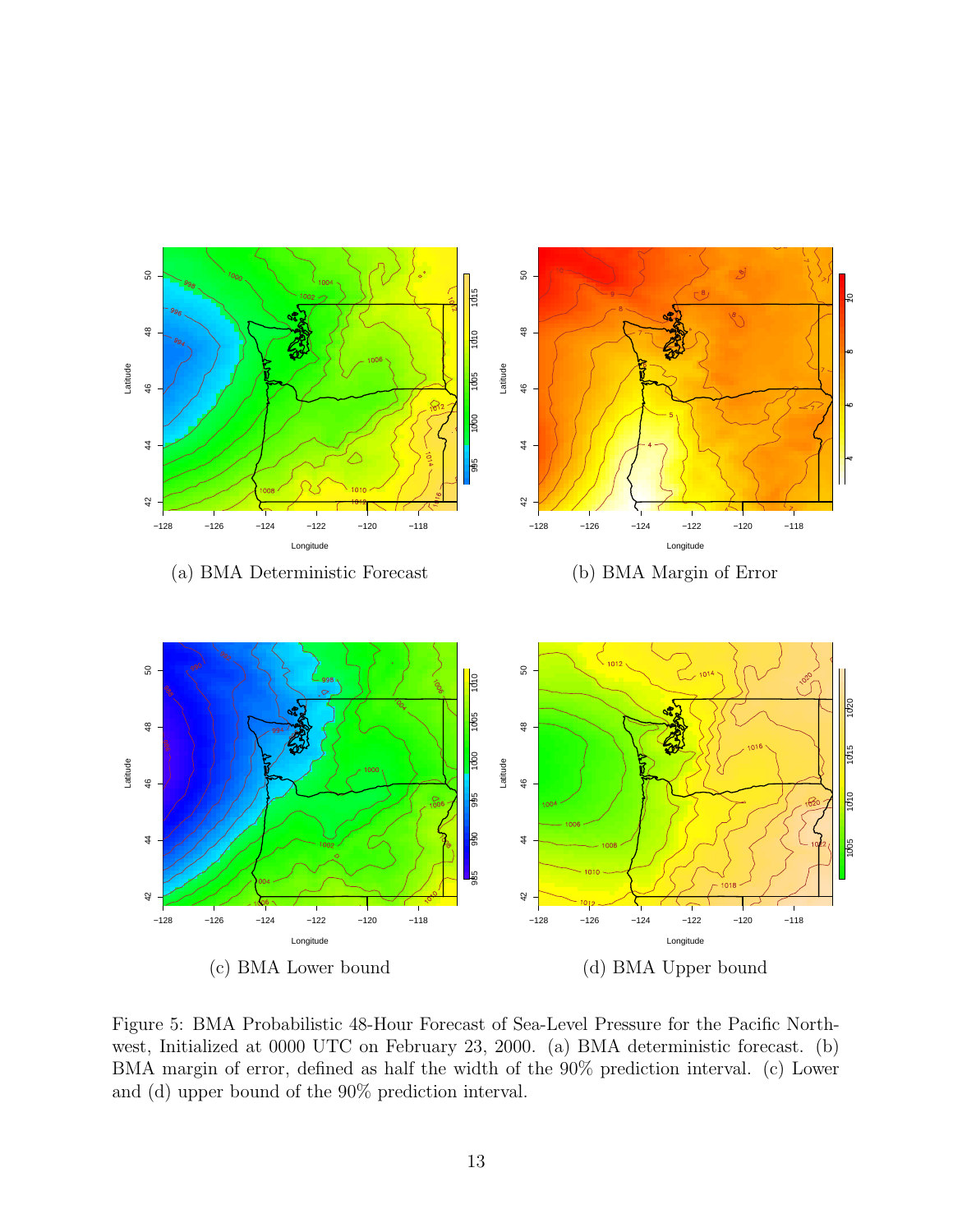(a) BMA Deterministic Forecast

(b) BMA Margin of Error

(c) BMA Lower bound

(d) BMA Upper bound

Figure 5: BMA Probabilistic 48-Hour Forecast of Sea-Level Pressure for the Pacific Northwest, Initialized at 0000 UTC on February 23, 2000. (a) BMA deterministic forecast. (b) BMA margin of error, defined as half the width of the 90% prediction interval. (c) Lower and (d) upper bound of the 90% prediction interval.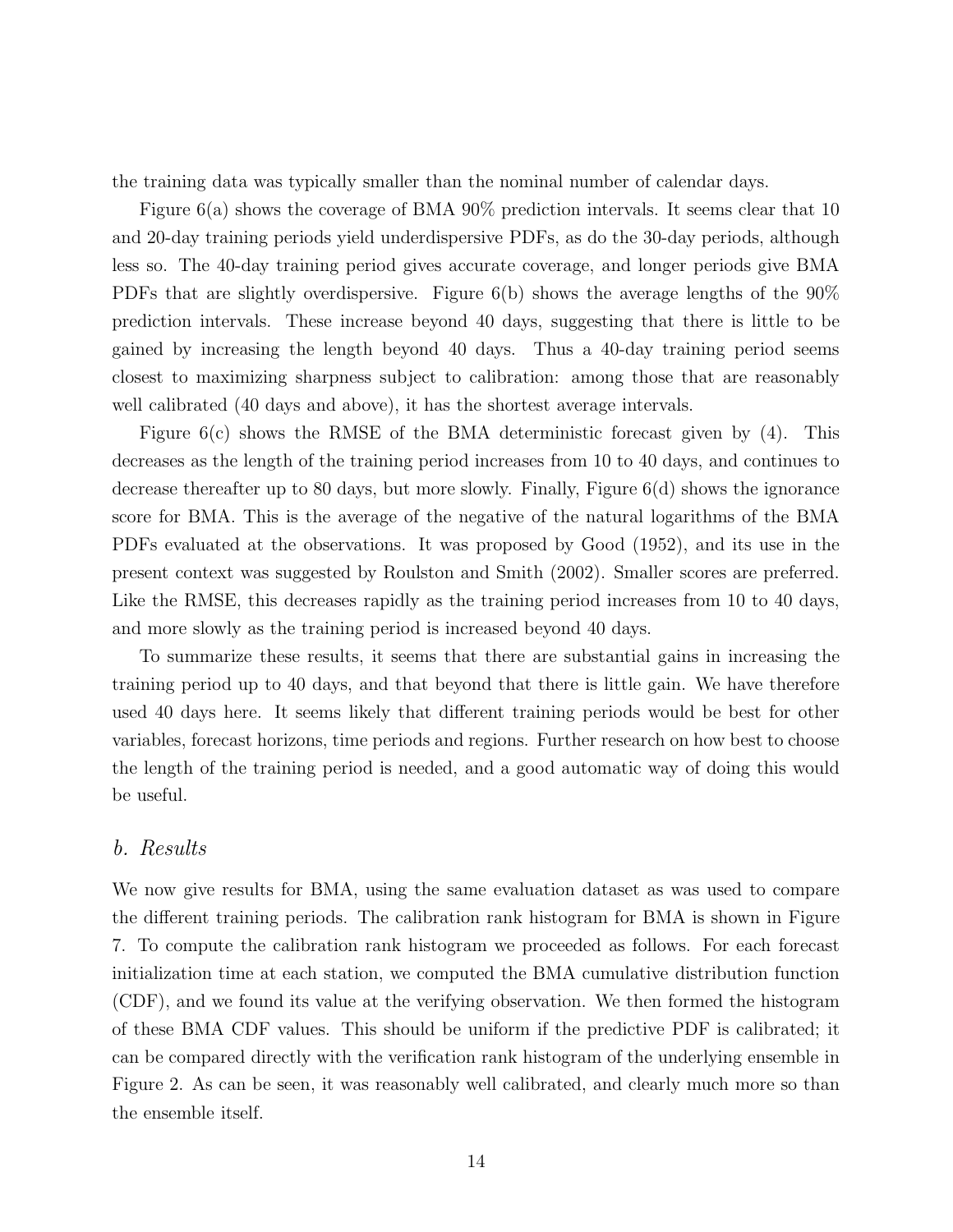the training data was typically smaller than the nominal number of calendar days.

Figure 6(a) shows the coverage of BMA 90% prediction intervals. It seems clear that 10 and 20-day training periods yield underdispersive PDFs, as do the 30-day periods, although less so. The 40-day training period gives accurate coverage, and longer periods give BMA PDFs that are slightly overdispersive. Figure 6(b) shows the average lengths of the 90% prediction intervals. These increase beyond 40 days, suggesting that there is little to be gained by increasing the length beyond 40 days. Thus a 40-day training period seems closest to maximizing sharpness subject to calibration: among those that are reasonably well calibrated (40 days and above), it has the shortest average intervals.

Figure 6(c) shows the RMSE of the BMA deterministic forecast given by (4). This decreases as the length of the training period increases from 10 to 40 days, and continues to decrease thereafter up to 80 days, but more slowly. Finally, Figure 6(d) shows the ignorance score for BMA. This is the average of the negative of the natural logarithms of the BMA PDFs evaluated at the observations. It was proposed by Good (1952), and its use in the present context was suggested by Roulston and Smith (2002). Smaller scores are preferred. Like the RMSE, this decreases rapidly as the training period increases from 10 to 40 days, and more slowly as the training period is increased beyond 40 days.

To summarize these results, it seems that there are substantial gains in increasing the training period up to 40 days, and that beyond that there is little gain. We have therefore used 40 days here. It seems likely that different training periods would be best for other variables, forecast horizons, time periods and regions. Further research on how best to choose the length of the training period is needed, and a good automatic way of doing this would be useful.

### *b. Results*

We now give results for BMA, using the same evaluation dataset as was used to compare the different training periods. The calibration rank histogram for BMA is shown in Figure 7. To compute the calibration rank histogram we proceeded as follows. For each forecast initialization time at each station, we computed the BMA cumulative distribution function (CDF), and we found its value at the verifying observation. We then formed the histogram of these BMA CDF values. This should be uniform if the predictive PDF is calibrated; it can be compared directly with the verification rank histogram of the underlying ensemble in Figure 2. As can be seen, it was reasonably well calibrated, and clearly much more so than the ensemble itself.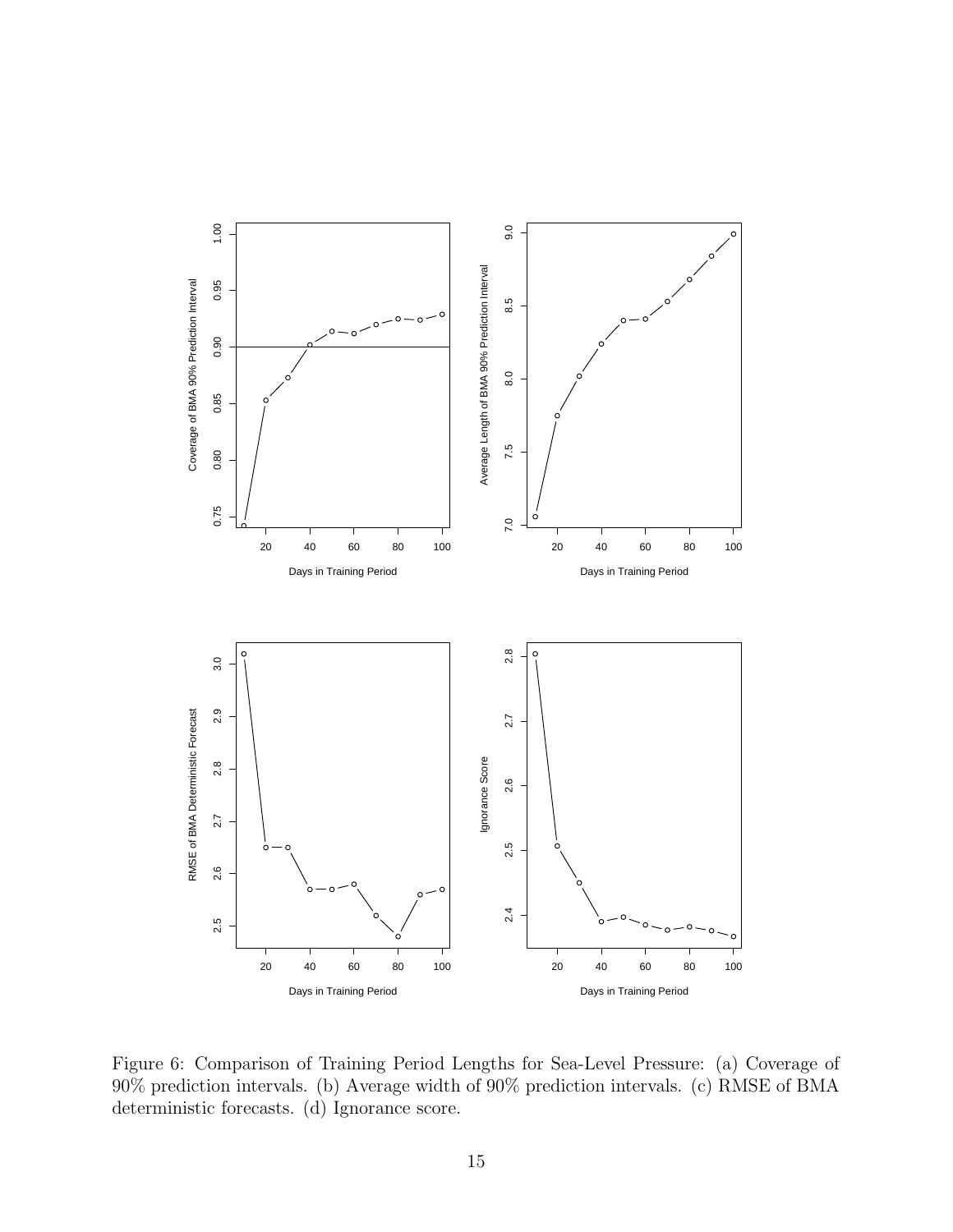Figure 6: Comparison of Training Period Lengths for Sea-Level Pressure: (a) Coverage of 90% prediction intervals. (b) Average width of 90% prediction intervals. (c) RMSE of BMA deterministic forecasts. (d) Ignorance score.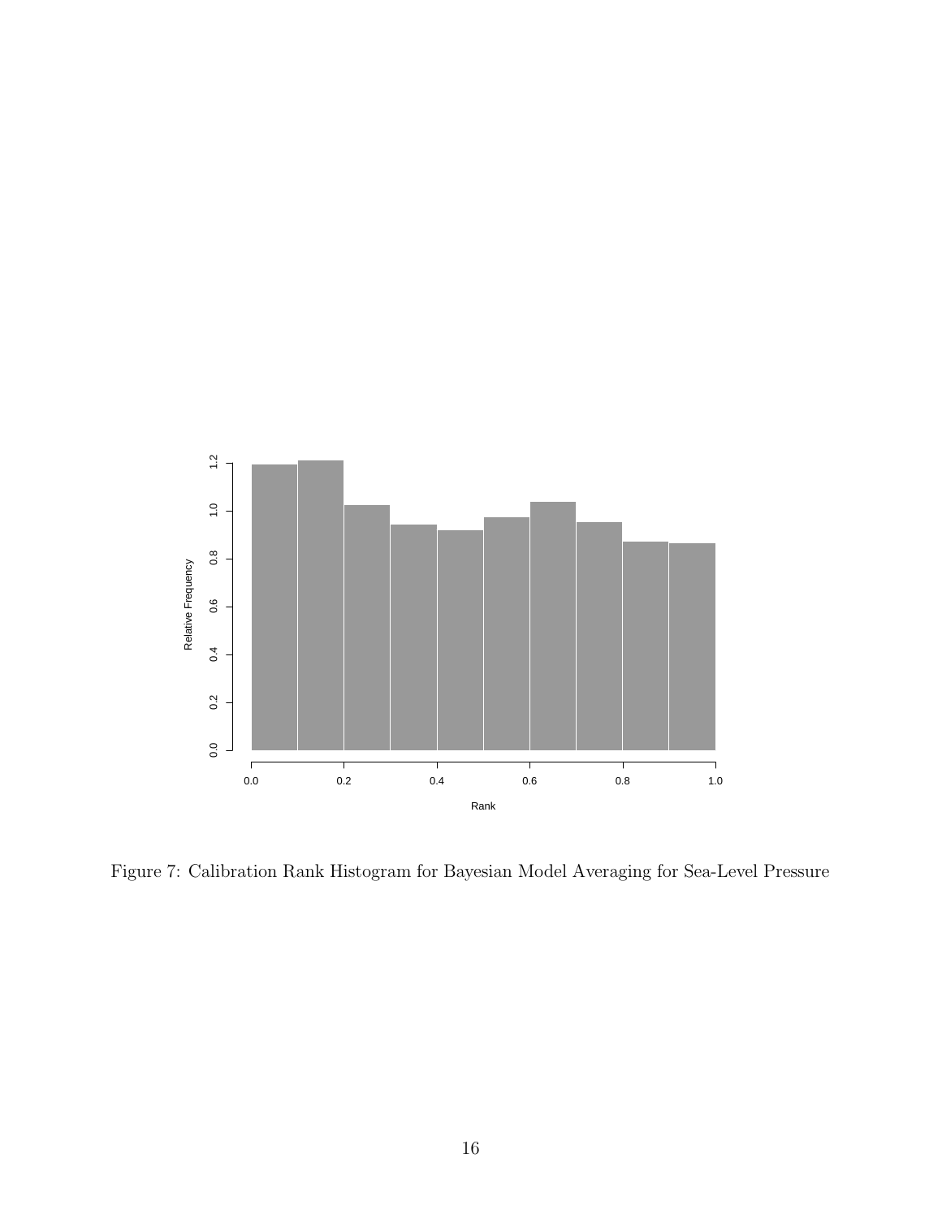Figure 7: Calibration Rank Histogram for Bayesian Model Averaging for Sea-Level Pressure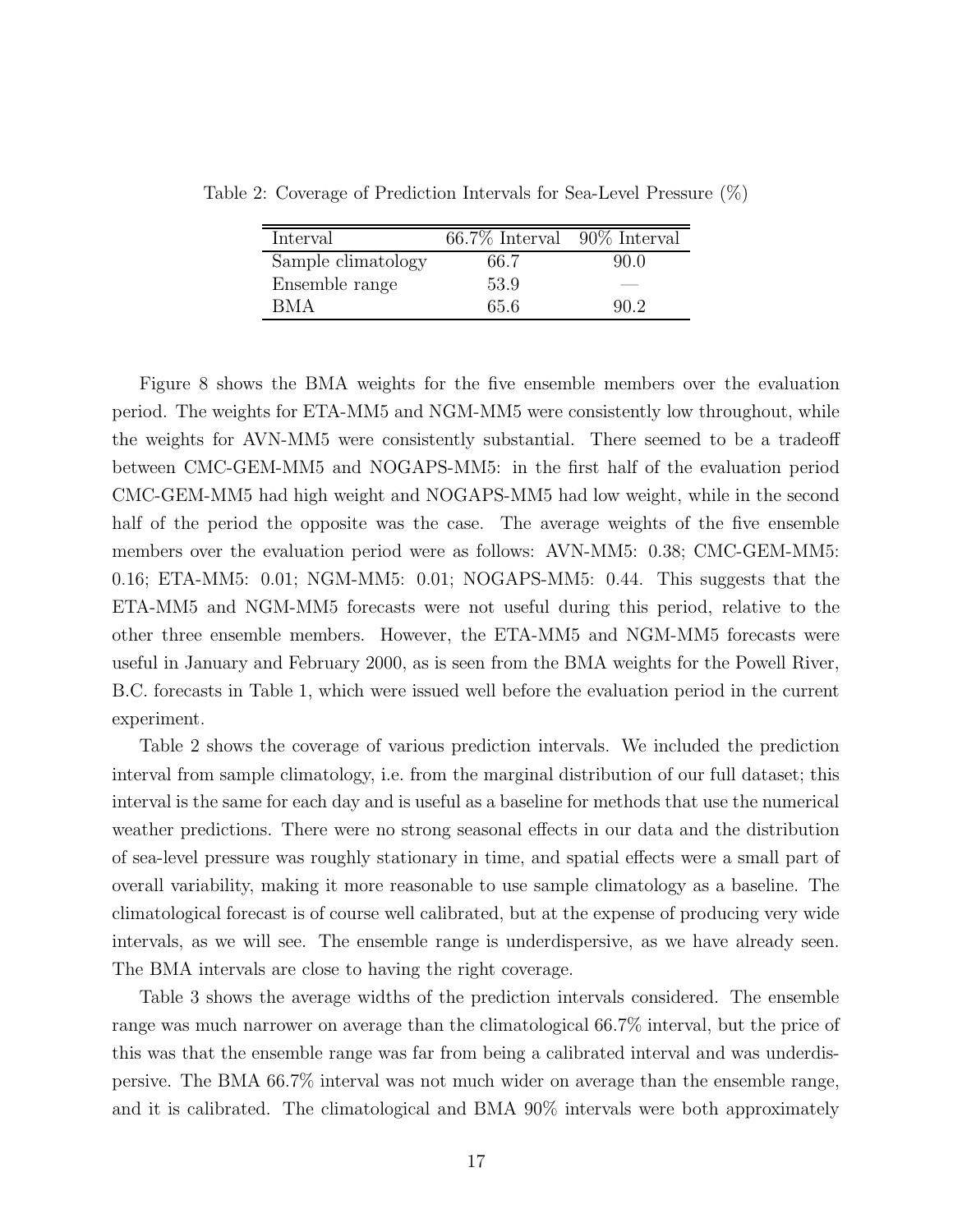Table 2: Coverage of Prediction Intervals for Sea-Level Pressure (%)

| Interval | 66.7% Interval | 90% Interval |
| --- | --- | --- |
| Sample climatology | 66.7 | 90.0 |
| Ensemble range | 53.9 | — |
| BMA | 65.6 | 90.2 |

Figure 8 shows the BMA weights for the five ensemble members over the evaluation period. The weights for ETA-MM5 and NGM-MM5 were consistently low throughout, while the weights for AVN-MM5 were consistently substantial. There seemed to be a tradeoff between CMC-GEM-MM5 and NOGAPS-MM5: in the first half of the evaluation period CMC-GEM-MM5 had high weight and NOGAPS-MM5 had low weight, while in the second half of the period the opposite was the case. The average weights of the five ensemble members over the evaluation period were as follows: AVN-MM5: 0.38; CMC-GEM-MM5: 0.16; ETA-MM5: 0.01; NGM-MM5: 0.01; NOGAPS-MM5: 0.44. This suggests that the ETA-MM5 and NGM-MM5 forecasts were not useful during this period, relative to the other three ensemble members. However, the ETA-MM5 and NGM-MM5 forecasts were useful in January and February 2000, as is seen from the BMA weights for the Powell River, B.C. forecasts in Table 1, which were issued well before the evaluation period in the current experiment.

Table 2 shows the coverage of various prediction intervals. We included the prediction interval from sample climatology, i.e. from the marginal distribution of our full dataset; this interval is the same for each day and is useful as a baseline for methods that use the numerical weather predictions. There were no strong seasonal effects in our data and the distribution of sea-level pressure was roughly stationary in time, and spatial effects were a small part of overall variability, making it more reasonable to use sample climatology as a baseline. The climatological forecast is of course well calibrated, but at the expense of producing very wide intervals, as we will see. The ensemble range is underdispersive, as we have already seen. The BMA intervals are close to having the right coverage.

Table 3 shows the average widths of the prediction intervals considered. The ensemble range was much narrower on average than the climatological 66.7% interval, but the price of this was that the ensemble range was far from being a calibrated interval and was underdispersive. The BMA 66.7% interval was not much wider on average than the ensemble range, and it is calibrated. The climatological and BMA 90% intervals were both approximately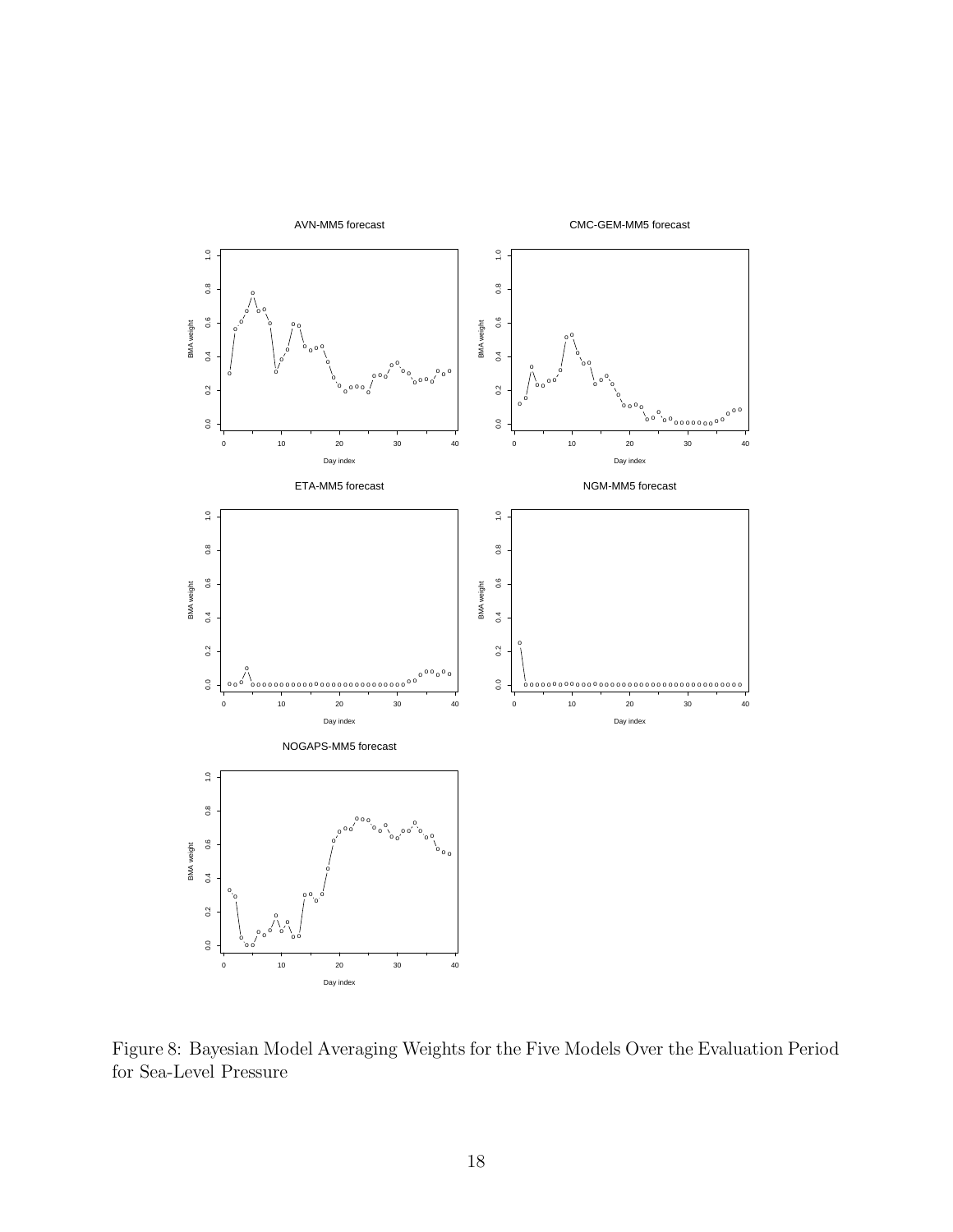Figure 8: Bayesian Model Averaging Weights for the Five Models Over the Evaluation Period for Sea-Level Pressure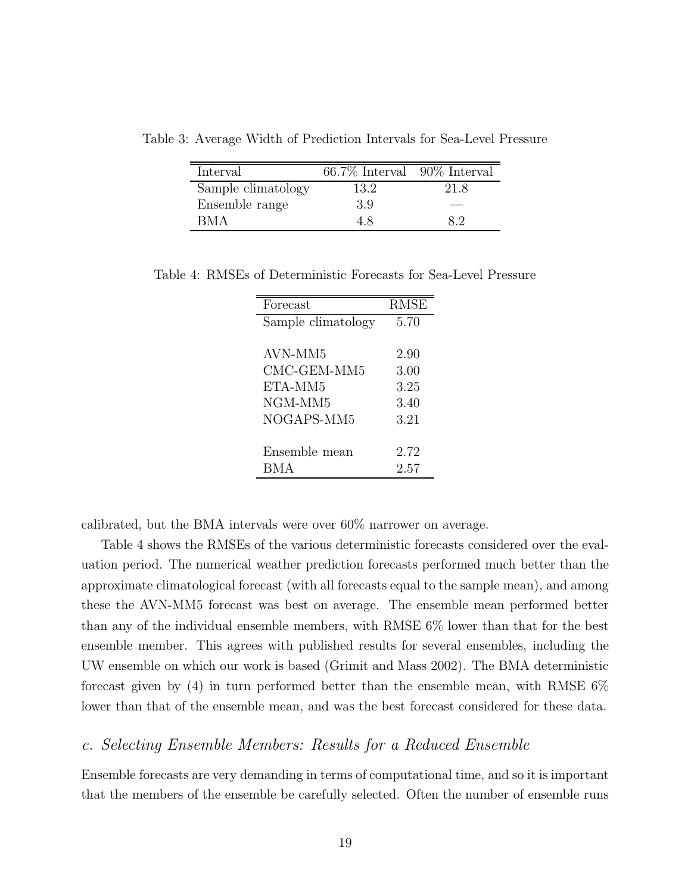Table 3: Average Width of Prediction Intervals for Sea-Level Pressure

| Interval | 66.7% Interval | 90% Interval |
|---|---|---|
| Sample climatology | 13.2 | 21.8 |
| Ensemble range | 3.9 | — |
| BMA | 4.8 | 8.2 |

Table 4: RMSEs of Deterministic Forecasts for Sea-Level Pressure

| Forecast | RMSE |
|---|---|
| Sample climatology | 5.70 |
| | |
| AVN-MM5 | 2.90 |
| CMC-GEM-MM5 | 3.00 |
| ETA-MM5 | 3.25 |
| NGM-MM5 | 3.40 |
| NOGAPS-MM5 | 3.21 |
| | |
| Ensemble mean | 2.72 |
| BMA | 2.57 |

calibrated, but the BMA intervals were over 60% narrower on average.

Table 4 shows the RMSEs of the various deterministic forecasts considered over the evaluation period. The numerical weather prediction forecasts performed much better than the approximate climatological forecast (with all forecasts equal to the sample mean), and among these the AVN-MM5 forecast was best on average. The ensemble mean performed better than any of the individual ensemble members, with RMSE 6% lower than that for the best ensemble member. This agrees with published results for several ensembles, including the UW ensemble on which our work is based (Grimit and Mass 2002). The BMA deterministic forecast given by (4) in turn performed better than the ensemble mean, with RMSE 6% lower than that of the ensemble mean, and was the best forecast considered for these data.

### *c. Selecting Ensemble Members: Results for a Reduced Ensemble*

Ensemble forecasts are very demanding in terms of computational time, and so it is important that the members of the ensemble be carefully selected. Often the number of ensemble runs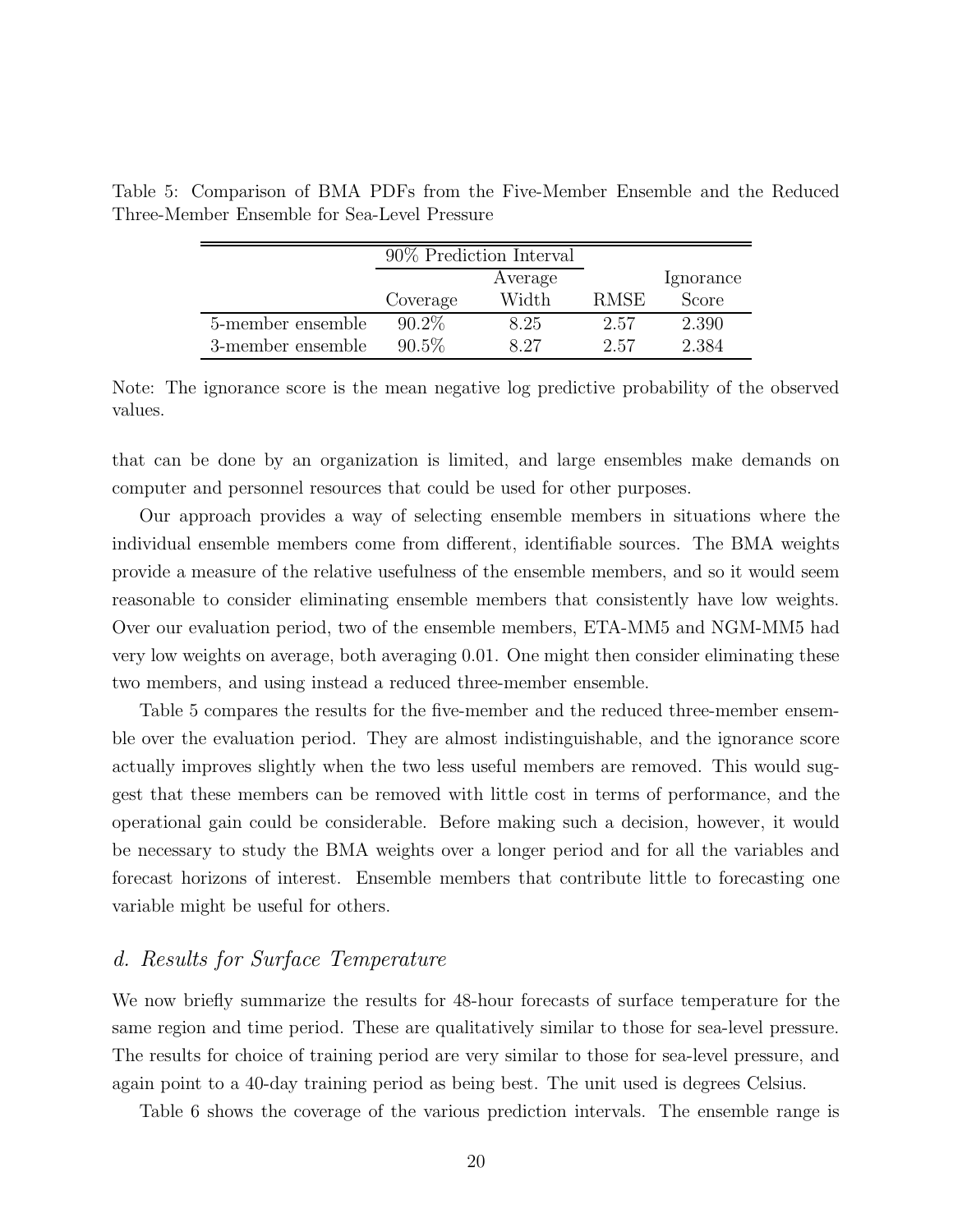Table 5: Comparison of BMA PDFs from the Five-Member Ensemble and the Reduced Three-Member Ensemble for Sea-Level Pressure

| | 90% Prediction Interval | | | |
|---|---|---|---|---|
| | Coverage | Average Width | RMSE | Ignorance Score |
| 5-member ensemble | 90.2% | 8.25 | 2.57 | 2.390 |
| 3-member ensemble | 90.5% | 8.27 | 2.57 | 2.384 |

Note: The ignorance score is the mean negative log predictive probability of the observed values.

that can be done by an organization is limited, and large ensembles make demands on computer and personnel resources that could be used for other purposes.

Our approach provides a way of selecting ensemble members in situations where the individual ensemble members come from different, identifiable sources. The BMA weights provide a measure of the relative usefulness of the ensemble members, and so it would seem reasonable to consider eliminating ensemble members that consistently have low weights. Over our evaluation period, two of the ensemble members, ETA-MM5 and NGM-MM5 had very low weights on average, both averaging 0.01. One might then consider eliminating these two members, and using instead a reduced three-member ensemble.

Table 5 compares the results for the five-member and the reduced three-member ensemble over the evaluation period. They are almost indistinguishable, and the ignorance score actually improves slightly when the two less useful members are removed. This would suggest that these members can be removed with little cost in terms of performance, and the operational gain could be considerable. Before making such a decision, however, it would be necessary to study the BMA weights over a longer period and for all the variables and forecast horizons of interest. Ensemble members that contribute little to forecasting one variable might be useful for others.

### *d. Results for Surface Temperature*

We now briefly summarize the results for 48-hour forecasts of surface temperature for the same region and time period. These are qualitatively similar to those for sea-level pressure. The results for choice of training period are very similar to those for sea-level pressure, and again point to a 40-day training period as being best. The unit used is degrees Celsius.

Table 6 shows the coverage of the various prediction intervals. The ensemble range is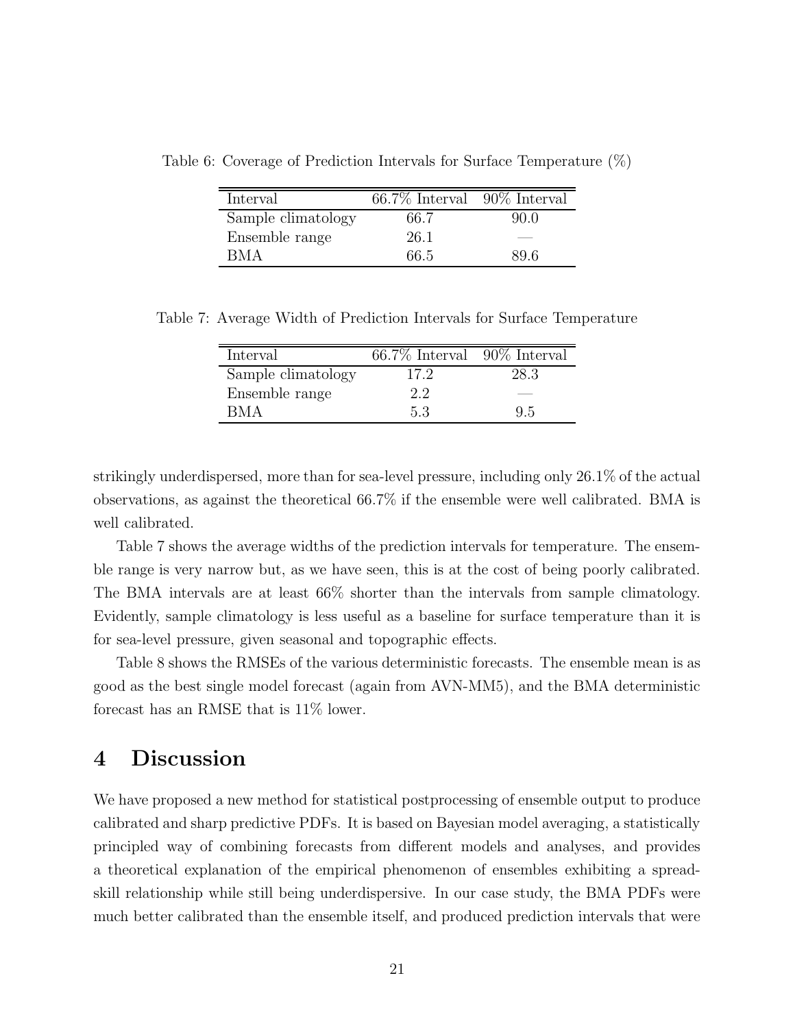Table 6: Coverage of Prediction Intervals for Surface Temperature (%)

| Interval | 66.7% Interval | 90% Interval |
|---|---|---|
| Sample climatology | 66.7 | 90.0 |
| Ensemble range | 26.1 | — |
| BMA | 66.5 | 89.6 |

Table 7: Average Width of Prediction Intervals for Surface Temperature

| Interval | 66.7% Interval | 90% Interval |
|---|---|---|
| Sample climatology | 17.2 | 28.3 |
| Ensemble range | 2.2 | — |
| BMA | 5.3 | 9.5 |

strikingly underdispersed, more than for sea-level pressure, including only 26.1% of the actual observations, as against the theoretical 66.7% if the ensemble were well calibrated. BMA is well calibrated.

Table 7 shows the average widths of the prediction intervals for temperature. The ensemble range is very narrow but, as we have seen, this is at the cost of being poorly calibrated. The BMA intervals are at least 66% shorter than the intervals from sample climatology. Evidently, sample climatology is less useful as a baseline for surface temperature than it is for sea-level pressure, given seasonal and topographic effects.

Table 8 shows the RMSEs of the various deterministic forecasts. The ensemble mean is as good as the best single model forecast (again from AVN-MM5), and the BMA deterministic forecast has an RMSE that is 11% lower.

# 4 Discussion

We have proposed a new method for statistical postprocessing of ensemble output to produce calibrated and sharp predictive PDFs. It is based on Bayesian model averaging, a statistically principled way of combining forecasts from different models and analyses, and provides a theoretical explanation of the empirical phenomenon of ensembles exhibiting a spread-skill relationship while still being underdispersive. In our case study, the BMA PDFs were much better calibrated than the ensemble itself, and produced prediction intervals that were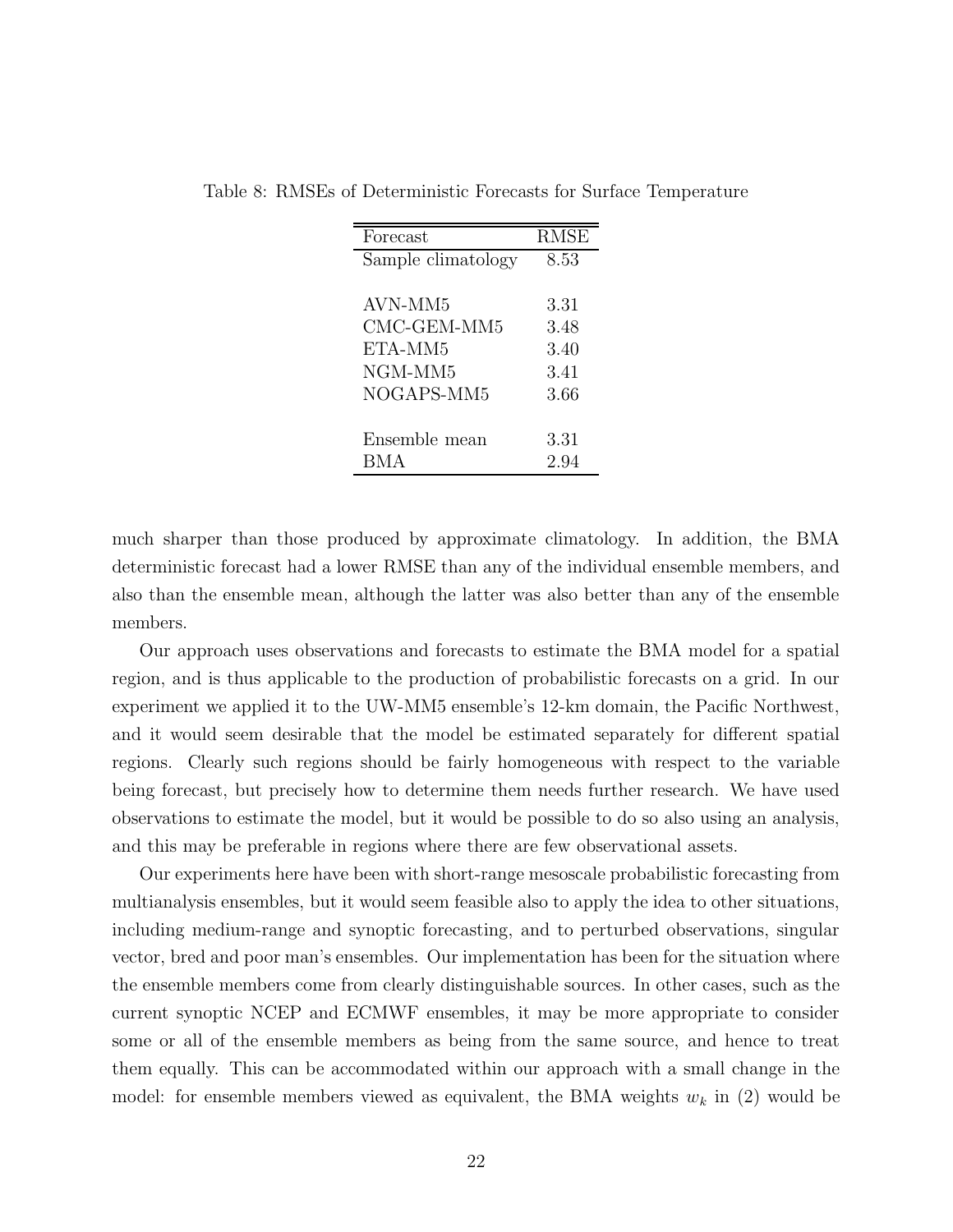Table 8: RMSEs of Deterministic Forecasts for Surface Temperature

| Forecast | RMSE |
|---|---|
| Sample climatology | 8.53 |
| | |
| AVN-MM5 | 3.31 |
| CMC-GEM-MM5 | 3.48 |
| ETA-MM5 | 3.40 |
| NGM-MM5 | 3.41 |
| NOGAPS-MM5 | 3.66 |
| | |
| Ensemble mean | 3.31 |
| BMA | 2.94 |

much sharper than those produced by approximate climatology. In addition, the BMA deterministic forecast had a lower RMSE than any of the individual ensemble members, and also than the ensemble mean, although the latter was also better than any of the ensemble members.

Our approach uses observations and forecasts to estimate the BMA model for a spatial region, and is thus applicable to the production of probabilistic forecasts on a grid. In our experiment we applied it to the UW-MM5 ensemble's 12-km domain, the Pacific Northwest, and it would seem desirable that the model be estimated separately for different spatial regions. Clearly such regions should be fairly homogeneous with respect to the variable being forecast, but precisely how to determine them needs further research. We have used observations to estimate the model, but it would be possible to do so also using an analysis, and this may be preferable in regions where there are few observational assets.

Our experiments here have been with short-range mesoscale probabilistic forecasting from multianalysis ensembles, but it would seem feasible also to apply the idea to other situations, including medium-range and synoptic forecasting, and to perturbed observations, singular vector, bred and poor man's ensembles. Our implementation has been for the situation where the ensemble members come from clearly distinguishable sources. In other cases, such as the current synoptic NCEP and ECMWF ensembles, it may be more appropriate to consider some or all of the ensemble members as being from the same source, and hence to treat them equally. This can be accommodated within our approach with a small change in the model: for ensemble members viewed as equivalent, the BMA weights $w_k$ in (2) would be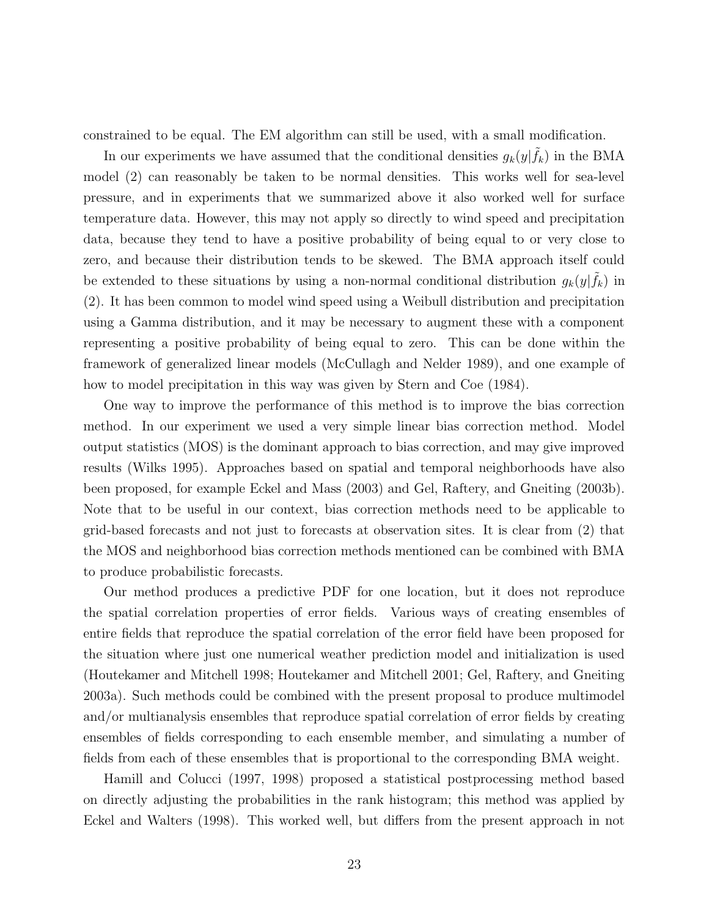constrained to be equal. The EM algorithm can still be used, with a small modification.

In our experiments we have assumed that the conditional densities $g_k(y|\tilde{f}_k)$ in the BMA model (2) can reasonably be taken to be normal densities. This works well for sea-level pressure, and in experiments that we summarized above it also worked well for surface temperature data. However, this may not apply so directly to wind speed and precipitation data, because they tend to have a positive probability of being equal to or very close to zero, and because their distribution tends to be skewed. The BMA approach itself could be extended to these situations by using a non-normal conditional distribution $g_k(y|\tilde{f}_k)$ in (2). It has been common to model wind speed using a Weibull distribution and precipitation using a Gamma distribution, and it may be necessary to augment these with a component representing a positive probability of being equal to zero. This can be done within the framework of generalized linear models (McCullagh and Nelder 1989), and one example of how to model precipitation in this way was given by Stern and Coe (1984).

One way to improve the performance of this method is to improve the bias correction method. In our experiment we used a very simple linear bias correction method. Model output statistics (MOS) is the dominant approach to bias correction, and may give improved results (Wilks 1995). Approaches based on spatial and temporal neighborhoods have also been proposed, for example Eckel and Mass (2003) and Gel, Raftery, and Gneiting (2003b). Note that to be useful in our context, bias correction methods need to be applicable to grid-based forecasts and not just to forecasts at observation sites. It is clear from (2) that the MOS and neighborhood bias correction methods mentioned can be combined with BMA to produce probabilistic forecasts.

Our method produces a predictive PDF for one location, but it does not reproduce the spatial correlation properties of error fields. Various ways of creating ensembles of entire fields that reproduce the spatial correlation of the error field have been proposed for the situation where just one numerical weather prediction model and initialization is used (Houtekamer and Mitchell 1998; Houtekamer and Mitchell 2001; Gel, Raftery, and Gneiting 2003a). Such methods could be combined with the present proposal to produce multimodel and/or multianalysis ensembles that reproduce spatial correlation of error fields by creating ensembles of fields corresponding to each ensemble member, and simulating a number of fields from each of these ensembles that is proportional to the corresponding BMA weight.

Hamill and Colucci (1997, 1998) proposed a statistical postprocessing method based on directly adjusting the probabilities in the rank histogram; this method was applied by Eckel and Walters (1998). This worked well, but differs from the present approach in not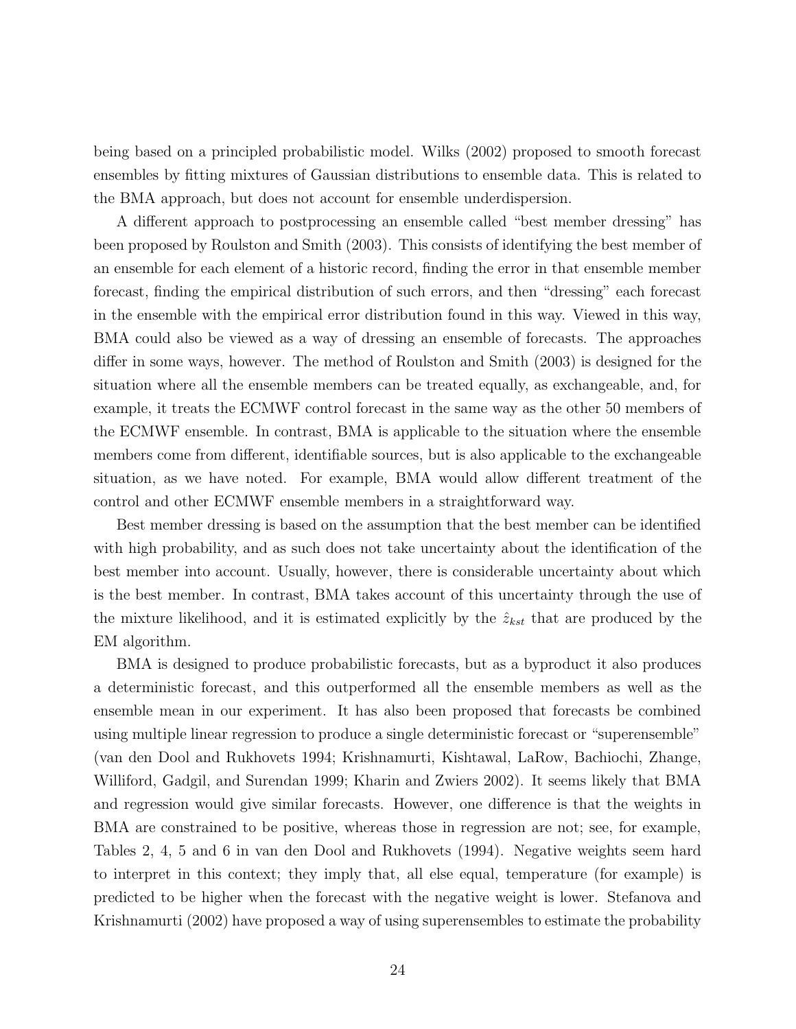being based on a principled probabilistic model. Wilks (2002) proposed to smooth forecast ensembles by fitting mixtures of Gaussian distributions to ensemble data. This is related to the BMA approach, but does not account for ensemble underdispersion.

A different approach to postprocessing an ensemble called "best member dressing" has been proposed by Roulston and Smith (2003). This consists of identifying the best member of an ensemble for each element of a historic record, finding the error in that ensemble member forecast, finding the empirical distribution of such errors, and then "dressing" each forecast in the ensemble with the empirical error distribution found in this way. Viewed in this way, BMA could also be viewed as a way of dressing an ensemble of forecasts. The approaches differ in some ways, however. The method of Roulston and Smith (2003) is designed for the situation where all the ensemble members can be treated equally, as exchangeable, and, for example, it treats the ECMWF control forecast in the same way as the other 50 members of the ECMWF ensemble. In contrast, BMA is applicable to the situation where the ensemble members come from different, identifiable sources, but is also applicable to the exchangeable situation, as we have noted. For example, BMA would allow different treatment of the control and other ECMWF ensemble members in a straightforward way.

Best member dressing is based on the assumption that the best member can be identified with high probability, and as such does not take uncertainty about the identification of the best member into account. Usually, however, there is considerable uncertainty about which is the best member. In contrast, BMA takes account of this uncertainty through the use of the mixture likelihood, and it is estimated explicitly by the $\hat{z}_{kst}$ that are produced by the EM algorithm.

BMA is designed to produce probabilistic forecasts, but as a byproduct it also produces a deterministic forecast, and this outperformed all the ensemble members as well as the ensemble mean in our experiment. It has also been proposed that forecasts be combined using multiple linear regression to produce a single deterministic forecast or "superensemble" (van den Dool and Rukhovets 1994; Krishnamurti, Kishtawal, LaRow, Bachiochi, Zhange, Williford, Gadgil, and Surendan 1999; Kharin and Zwiers 2002). It seems likely that BMA and regression would give similar forecasts. However, one difference is that the weights in BMA are constrained to be positive, whereas those in regression are not; see, for example, Tables 2, 4, 5 and 6 in van den Dool and Rukhovets (1994). Negative weights seem hard to interpret in this context; they imply that, all else equal, temperature (for example) is predicted to be higher when the forecast with the negative weight is lower. Stefanova and Krishnamurti (2002) have proposed a way of using superensembles to estimate the probability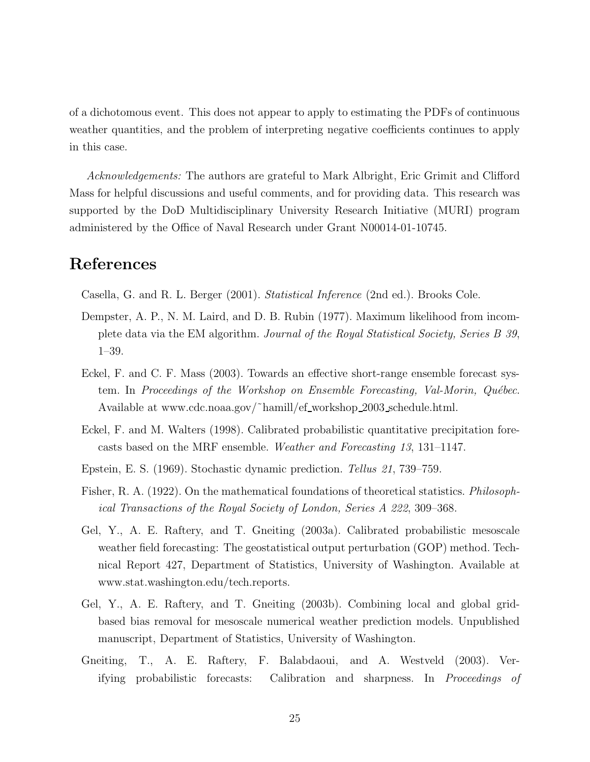of a dichotomous event. This does not appear to apply to estimating the PDFs of continuous weather quantities, and the problem of interpreting negative coefficients continues to apply in this case.

*Acknowledgements:* The authors are grateful to Mark Albright, Eric Grimit and Clifford Mass for helpful discussions and useful comments, and for providing data. This research was supported by the DoD Multidisciplinary University Research Initiative (MURI) program administered by the Office of Naval Research under Grant N00014-01-10745.

# References

Casella, G. and R. L. Berger (2001). *Statistical Inference* (2nd ed.). Brooks Cole.

Dempster, A. P., N. M. Laird, and D. B. Rubin (1977). Maximum likelihood from incomplete data via the EM algorithm. *Journal of the Royal Statistical Society, Series B 39*, 1–39.

Eckel, F. and C. F. Mass (2003). Towards an effective short-range ensemble forecast system. In *Proceedings of the Workshop on Ensemble Forecasting, Val-Morin, Québec*. Available at www.cdc.noaa.gov/~hamill/ef_workshop_2003_schedule.html.

Eckel, F. and M. Walters (1998). Calibrated probabilistic quantitative precipitation forecasts based on the MRF ensemble. *Weather and Forecasting 13*, 131–1147.

Epstein, E. S. (1969). Stochastic dynamic prediction. *Tellus 21*, 739–759.

Fisher, R. A. (1922). On the mathematical foundations of theoretical statistics. *Philosophical Transactions of the Royal Society of London, Series A 222*, 309–368.

Gel, Y., A. E. Raftery, and T. Gneiting (2003a). Calibrated probabilistic mesoscale weather field forecasting: The geostatistical output perturbation (GOP) method. Technical Report 427, Department of Statistics, University of Washington. Available at www.stat.washington.edu/tech.reports.

Gel, Y., A. E. Raftery, and T. Gneiting (2003b). Combining local and global grid-based bias removal for mesoscale numerical weather prediction models. Unpublished manuscript, Department of Statistics, University of Washington.

Gneiting, T., A. E. Raftery, F. Balabdaoui, and A. Westveld (2003). Verifying probabilistic forecasts: Calibration and sharpness. In *Proceedings of*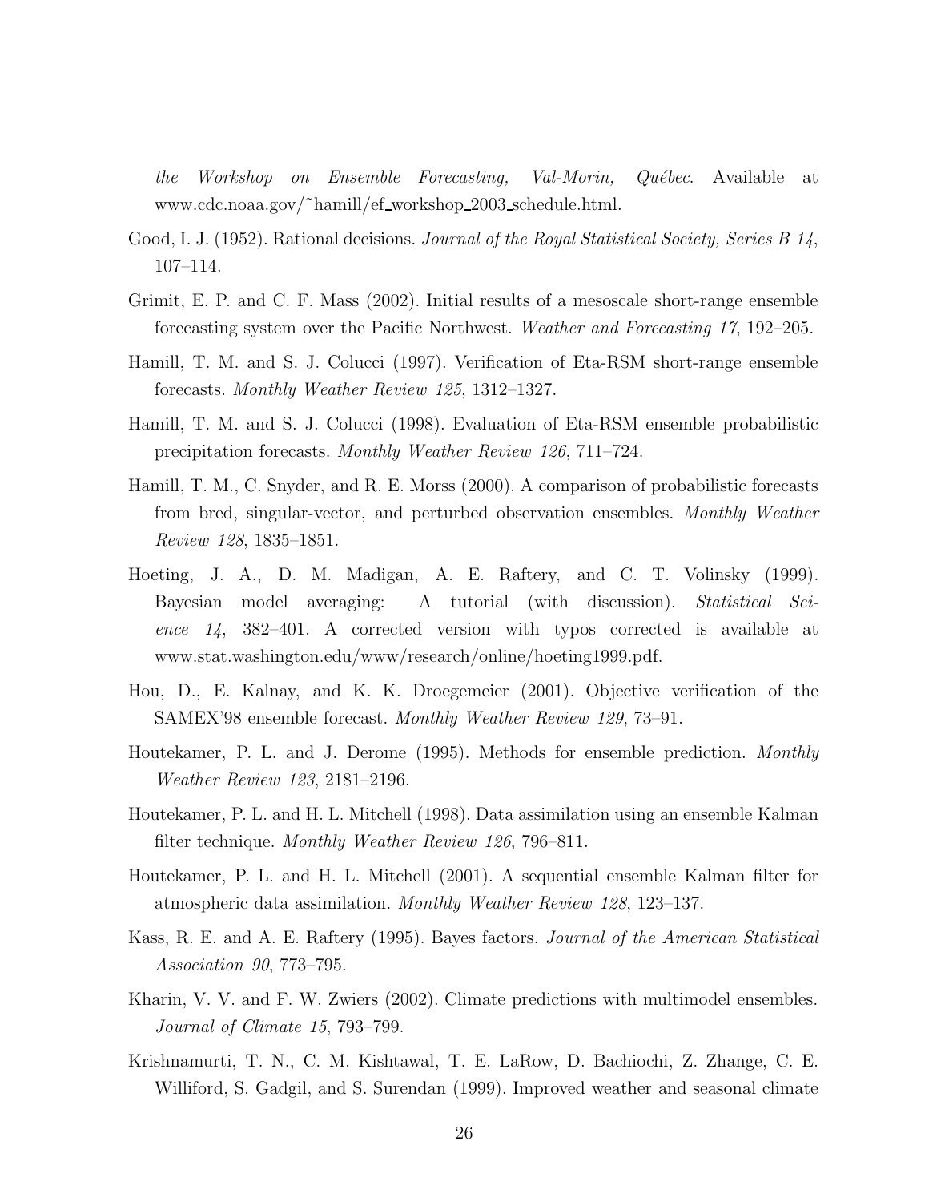*the Workshop on Ensemble Forecasting, Val-Morin, Québec*. Available at www.cdc.noaa.gov/˜hamill/ef_workshop_2003_schedule.html.

Good, I. J. (1952). Rational decisions. *Journal of the Royal Statistical Society, Series B 14*, 107–114.

Grimit, E. P. and C. F. Mass (2002). Initial results of a mesoscale short-range ensemble forecasting system over the Pacific Northwest. *Weather and Forecasting 17*, 192–205.

Hamill, T. M. and S. J. Colucci (1997). Verification of Eta-RSM short-range ensemble forecasts. *Monthly Weather Review 125*, 1312–1327.

Hamill, T. M. and S. J. Colucci (1998). Evaluation of Eta-RSM ensemble probabilistic precipitation forecasts. *Monthly Weather Review 126*, 711–724.

Hamill, T. M., C. Snyder, and R. E. Morss (2000). A comparison of probabilistic forecasts from bred, singular-vector, and perturbed observation ensembles. *Monthly Weather Review 128*, 1835–1851.

Hoeting, J. A., D. M. Madigan, A. E. Raftery, and C. T. Volinsky (1999). Bayesian model averaging: A tutorial (with discussion). *Statistical Science 14*, 382–401. A corrected version with typos corrected is available at www.stat.washington.edu/www/research/online/hoeting1999.pdf.

Hou, D., E. Kalnay, and K. K. Droegemeier (2001). Objective verification of the SAMEX'98 ensemble forecast. *Monthly Weather Review 129*, 73–91.

Houtekamer, P. L. and J. Derome (1995). Methods for ensemble prediction. *Monthly Weather Review 123*, 2181–2196.

Houtekamer, P. L. and H. L. Mitchell (1998). Data assimilation using an ensemble Kalman filter technique. *Monthly Weather Review 126*, 796–811.

Houtekamer, P. L. and H. L. Mitchell (2001). A sequential ensemble Kalman filter for atmospheric data assimilation. *Monthly Weather Review 128*, 123–137.

Kass, R. E. and A. E. Raftery (1995). Bayes factors. *Journal of the American Statistical Association 90*, 773–795.

Kharin, V. V. and F. W. Zwiers (2002). Climate predictions with multimodel ensembles. *Journal of Climate 15*, 793–799.

Krishnamurti, T. N., C. M. Kishtawal, T. E. LaRow, D. Bachiochi, Z. Zhange, C. E. Williford, S. Gadgil, and S. Surendan (1999). Improved weather and seasonal climate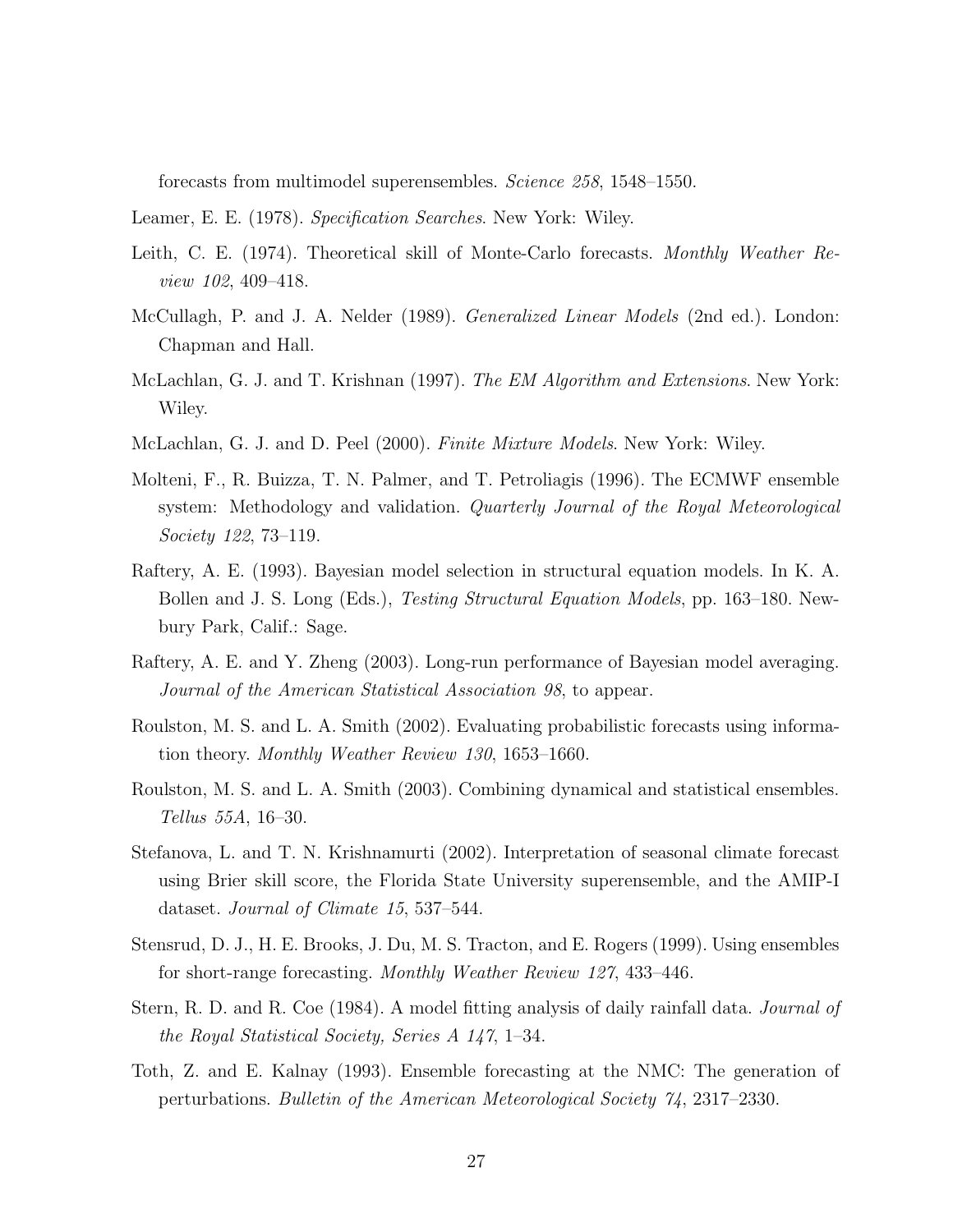forecasts from multimodel superensembles. *Science 258*, 1548–1550.

Leamer, E. E. (1978). *Specification Searches*. New York: Wiley.

Leith, C. E. (1974). Theoretical skill of Monte-Carlo forecasts. *Monthly Weather Review 102*, 409–418.

McCullagh, P. and J. A. Nelder (1989). *Generalized Linear Models* (2nd ed.). London: Chapman and Hall.

McLachlan, G. J. and T. Krishnan (1997). *The EM Algorithm and Extensions*. New York: Wiley.

McLachlan, G. J. and D. Peel (2000). *Finite Mixture Models*. New York: Wiley.

Molteni, F., R. Buizza, T. N. Palmer, and T. Petroliagis (1996). The ECMWF ensemble system: Methodology and validation. *Quarterly Journal of the Royal Meteorological Society 122*, 73–119.

Raftery, A. E. (1993). Bayesian model selection in structural equation models. In K. A. Bollen and J. S. Long (Eds.), *Testing Structural Equation Models*, pp. 163–180. Newbury Park, Calif.: Sage.

Raftery, A. E. and Y. Zheng (2003). Long-run performance of Bayesian model averaging. *Journal of the American Statistical Association 98*, to appear.

Roulston, M. S. and L. A. Smith (2002). Evaluating probabilistic forecasts using information theory. *Monthly Weather Review 130*, 1653–1660.

Roulston, M. S. and L. A. Smith (2003). Combining dynamical and statistical ensembles. *Tellus 55A*, 16–30.

Stefanova, L. and T. N. Krishnamurti (2002). Interpretation of seasonal climate forecast using Brier skill score, the Florida State University superensemble, and the AMIP-I dataset. *Journal of Climate 15*, 537–544.

Stensrud, D. J., H. E. Brooks, J. Du, M. S. Tracton, and E. Rogers (1999). Using ensembles for short-range forecasting. *Monthly Weather Review 127*, 433–446.

Stern, R. D. and R. Coe (1984). A model fitting analysis of daily rainfall data. *Journal of the Royal Statistical Society, Series A 147*, 1–34.

Toth, Z. and E. Kalnay (1993). Ensemble forecasting at the NMC: The generation of perturbations. *Bulletin of the American Meteorological Society 74*, 2317–2330.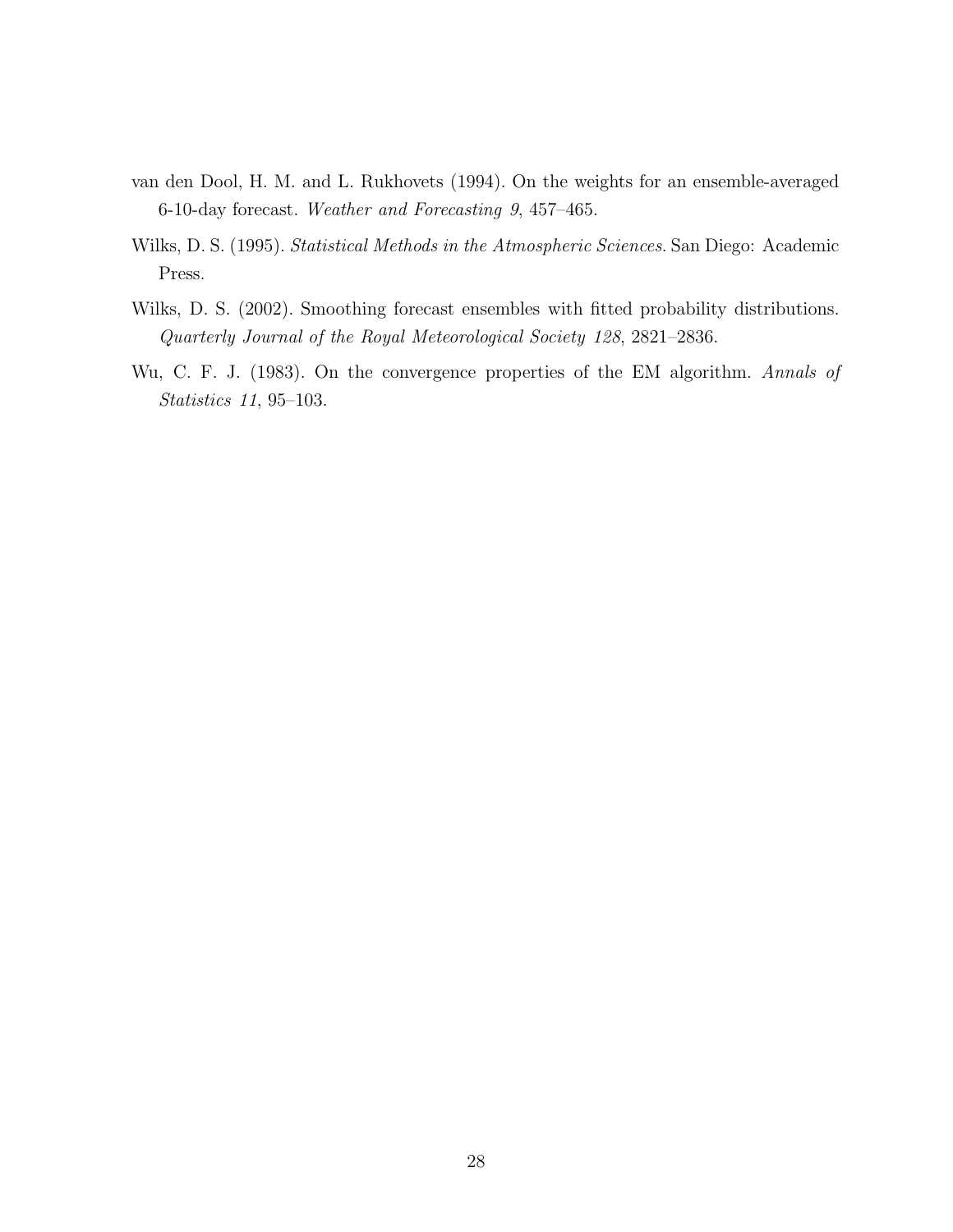van den Dool, H. M. and L. Rukhovets (1994). On the weights for an ensemble-averaged 6-10-day forecast. *Weather and Forecasting 9*, 457–465.

Wilks, D. S. (1995). *Statistical Methods in the Atmospheric Sciences.* San Diego: Academic Press.

Wilks, D. S. (2002). Smoothing forecast ensembles with fitted probability distributions. *Quarterly Journal of the Royal Meteorological Society 128*, 2821–2836.

Wu, C. F. J. (1983). On the convergence properties of the EM algorithm. *Annals of Statistics 11*, 95–103.